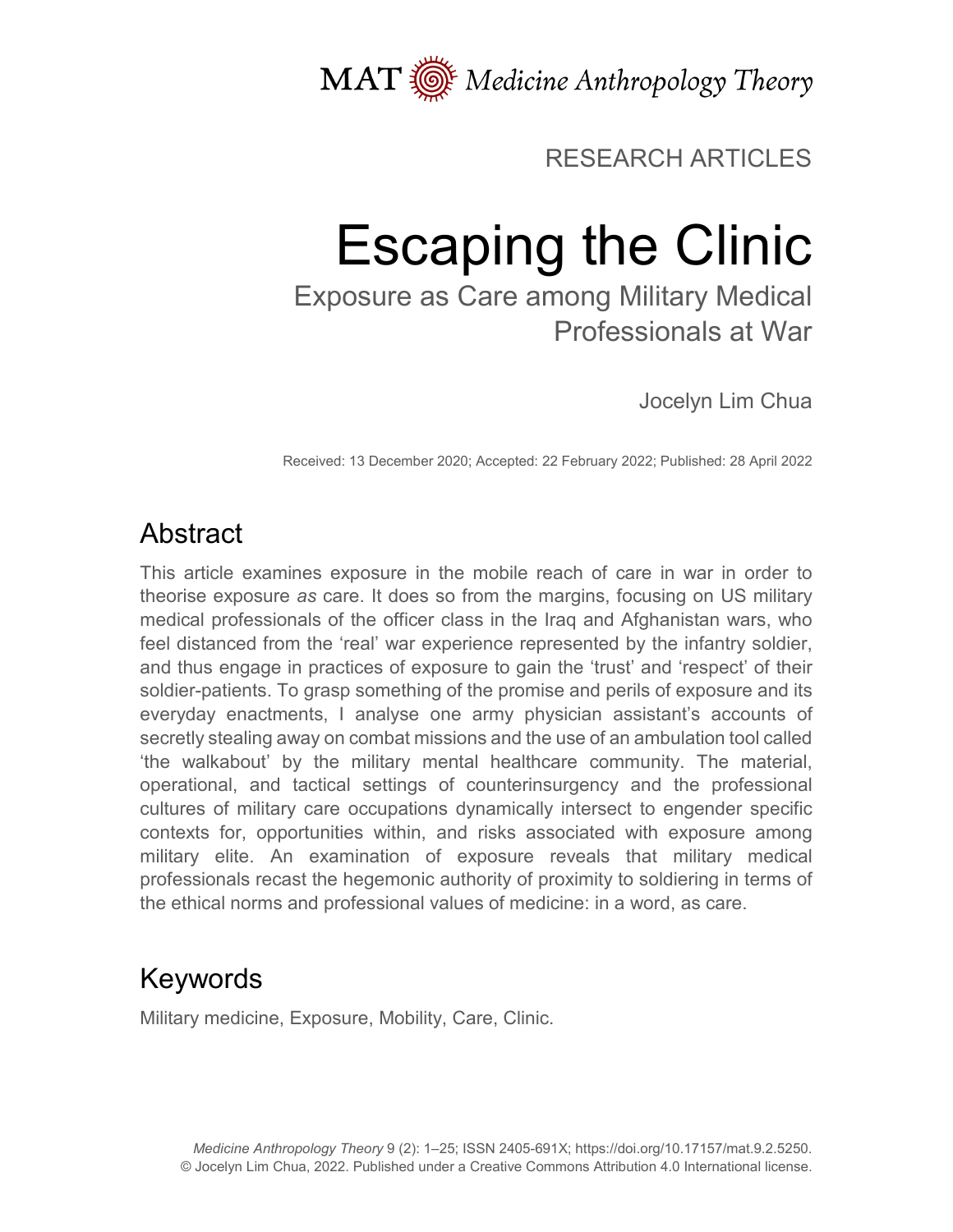MAT Medicine Anthropology Theory

RESEARCH ARTICLES

# Escaping the Clinic

## Exposure as Care among Military Medical Professionals at War

Jocelyn Lim Chua

Received: 13 December 2020; Accepted: 22 February 2022; Published: 28 April 2022

## Abstract

This article examines exposure in the mobile reach of care in war in order to theorise exposure *as* care. It does so from the margins, focusing on US military medical professionals of the officer class in the Iraq and Afghanistan wars, who feel distanced from the 'real' war experience represented by the infantry soldier, and thus engage in practices of exposure to gain the 'trust' and 'respect' of their soldier-patients. To grasp something of the promise and perils of exposure and its everyday enactments, I analyse one army physician assistant's accounts of secretly stealing away on combat missions and the use of an ambulation tool called 'the walkabout' by the military mental healthcare community. The material, operational, and tactical settings of counterinsurgency and the professional cultures of military care occupations dynamically intersect to engender specific contexts for, opportunities within, and risks associated with exposure among military elite. An examination of exposure reveals that military medical professionals recast the hegemonic authority of proximity to soldiering in terms of the ethical norms and professional values of medicine: in a word, as care.

## Keywords

Military medicine, Exposure, Mobility, Care, Clinic.

*Medicine Anthropology Theory* 9 (2): 1–25; ISSN 2405-691X; https://doi.org/10.17157/mat.9.2.5250.
© Jocelyn Lim Chua, 2022. Published under a Creative Commons Attribution 4.0 International license.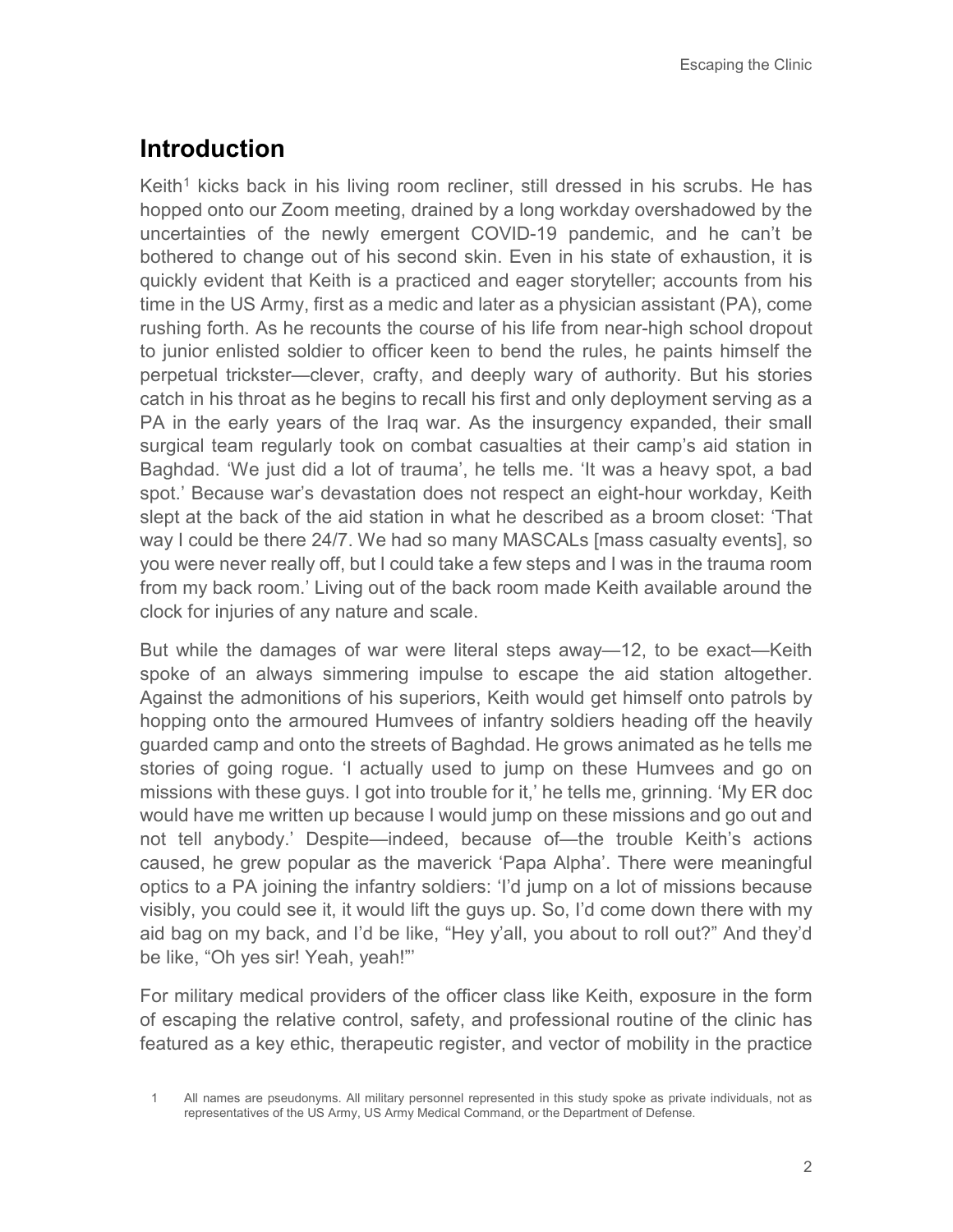## Introduction

Keith[1] kicks back in his living room recliner, still dressed in his scrubs. He has hopped onto our Zoom meeting, drained by a long workday overshadowed by the uncertainties of the newly emergent COVID-19 pandemic, and he can't be bothered to change out of his second skin. Even in his state of exhaustion, it is quickly evident that Keith is a practiced and eager storyteller; accounts from his time in the US Army, first as a medic and later as a physician assistant (PA), come rushing forth. As he recounts the course of his life from near-high school dropout to junior enlisted soldier to officer keen to bend the rules, he paints himself the perpetual trickster—clever, crafty, and deeply wary of authority. But his stories catch in his throat as he begins to recall his first and only deployment serving as a PA in the early years of the Iraq war. As the insurgency expanded, their small surgical team regularly took on combat casualties at their camp's aid station in Baghdad. 'We just did a lot of trauma', he tells me. 'It was a heavy spot, a bad spot.' Because war's devastation does not respect an eight-hour workday, Keith slept at the back of the aid station in what he described as a broom closet: 'That way I could be there 24/7. We had so many MASCALs [mass casualty events], so you were never really off, but I could take a few steps and I was in the trauma room from my back room.' Living out of the back room made Keith available around the clock for injuries of any nature and scale.

But while the damages of war were literal steps away—12, to be exact—Keith spoke of an always simmering impulse to escape the aid station altogether. Against the admonitions of his superiors, Keith would get himself onto patrols by hopping onto the armoured Humvees of infantry soldiers heading off the heavily guarded camp and onto the streets of Baghdad. He grows animated as he tells me stories of going rogue. 'I actually used to jump on these Humvees and go on missions with these guys. I got into trouble for it,' he tells me, grinning. 'My ER doc would have me written up because I would jump on these missions and go out and not tell anybody.' Despite—indeed, because of—the trouble Keith's actions caused, he grew popular as the maverick 'Papa Alpha'. There were meaningful optics to a PA joining the infantry soldiers: 'I'd jump on a lot of missions because visibly, you could see it, it would lift the guys up. So, I'd come down there with my aid bag on my back, and I'd be like, "Hey y'all, you about to roll out?" And they'd be like, "Oh yes sir! Yeah, yeah!"'

For military medical providers of the officer class like Keith, exposure in the form of escaping the relative control, safety, and professional routine of the clinic has featured as a key ethic, therapeutic register, and vector of mobility in the practice

[1] All names are pseudonyms. All military personnel represented in this study spoke as private individuals, not as representatives of the US Army, US Army Medical Command, or the Department of Defense.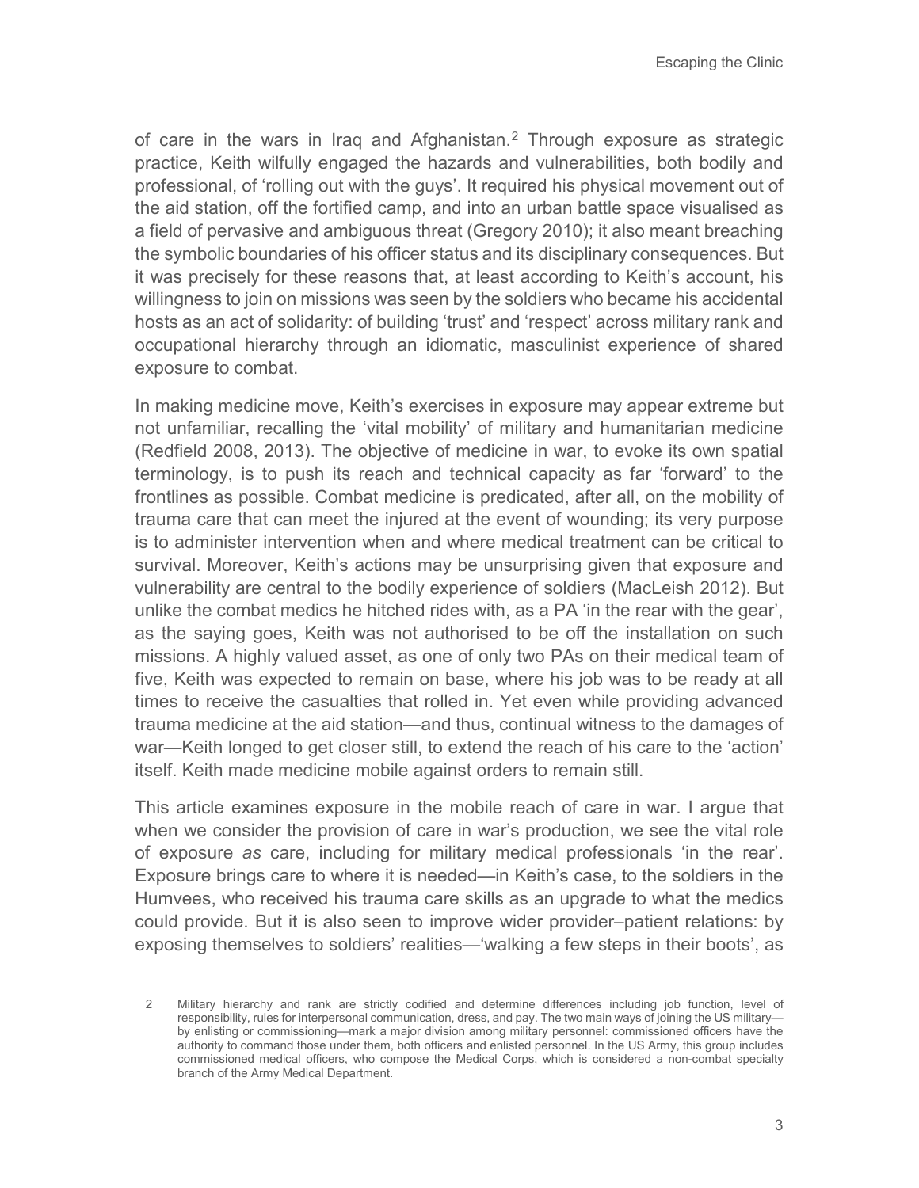of care in the wars in Iraq and Afghanistan.[2] Through exposure as strategic practice, Keith wilfully engaged the hazards and vulnerabilities, both bodily and professional, of 'rolling out with the guys'. It required his physical movement out of the aid station, off the fortified camp, and into an urban battle space visualised as a field of pervasive and ambiguous threat (Gregory 2010); it also meant breaching the symbolic boundaries of his officer status and its disciplinary consequences. But it was precisely for these reasons that, at least according to Keith's account, his willingness to join on missions was seen by the soldiers who became his accidental hosts as an act of solidarity: of building 'trust' and 'respect' across military rank and occupational hierarchy through an idiomatic, masculinist experience of shared exposure to combat.

In making medicine move, Keith's exercises in exposure may appear extreme but not unfamiliar, recalling the 'vital mobility' of military and humanitarian medicine (Redfield 2008, 2013). The objective of medicine in war, to evoke its own spatial terminology, is to push its reach and technical capacity as far 'forward' to the frontlines as possible. Combat medicine is predicated, after all, on the mobility of trauma care that can meet the injured at the event of wounding; its very purpose is to administer intervention when and where medical treatment can be critical to survival. Moreover, Keith's actions may be unsurprising given that exposure and vulnerability are central to the bodily experience of soldiers (MacLeish 2012). But unlike the combat medics he hitched rides with, as a PA 'in the rear with the gear', as the saying goes, Keith was not authorised to be off the installation on such missions. A highly valued asset, as one of only two PAs on their medical team of five, Keith was expected to remain on base, where his job was to be ready at all times to receive the casualties that rolled in. Yet even while providing advanced trauma medicine at the aid station—and thus, continual witness to the damages of war—Keith longed to get closer still, to extend the reach of his care to the 'action' itself. Keith made medicine mobile against orders to remain still.

This article examines exposure in the mobile reach of care in war. I argue that when we consider the provision of care in war's production, we see the vital role of exposure *as* care, including for military medical professionals 'in the rear'. Exposure brings care to where it is needed—in Keith's case, to the soldiers in the Humvees, who received his trauma care skills as an upgrade to what the medics could provide. But it is also seen to improve wider provider–patient relations: by exposing themselves to soldiers' realities—'walking a few steps in their boots', as

2 Military hierarchy and rank are strictly codified and determine differences including job function, level of responsibility, rules for interpersonal communication, dress, and pay. The two main ways of joining the US military—by enlisting or commissioning—mark a major division among military personnel: commissioned officers have the authority to command those under them, both officers and enlisted personnel. In the US Army, this group includes commissioned medical officers, who compose the Medical Corps, which is considered a non-combat specialty branch of the Army Medical Department.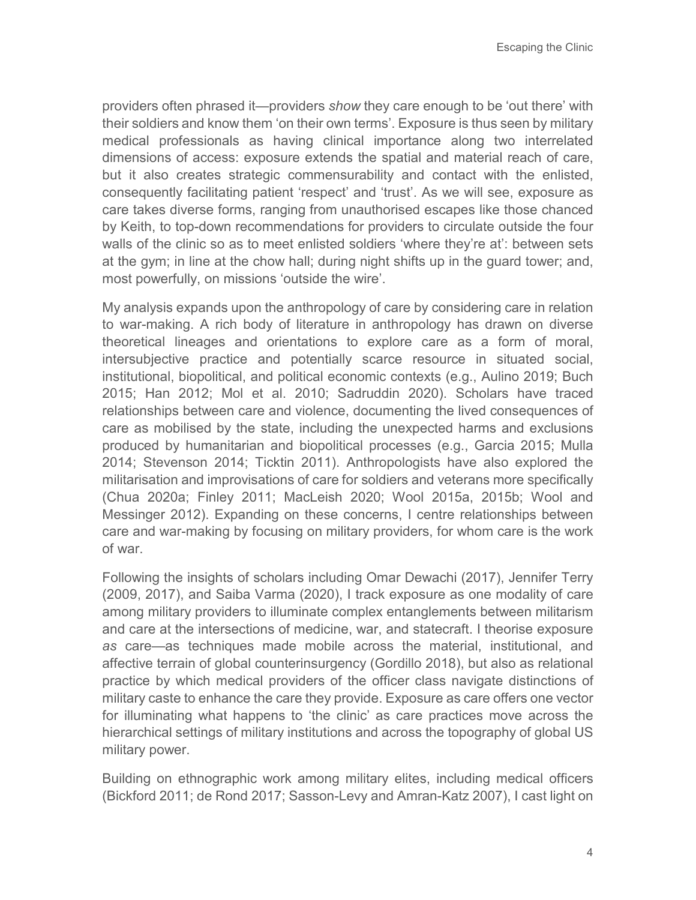providers often phrased it—providers *show* they care enough to be 'out there' with their soldiers and know them 'on their own terms'. Exposure is thus seen by military medical professionals as having clinical importance along two interrelated dimensions of access: exposure extends the spatial and material reach of care, but it also creates strategic commensurability and contact with the enlisted, consequently facilitating patient 'respect' and 'trust'. As we will see, exposure as care takes diverse forms, ranging from unauthorised escapes like those chanced by Keith, to top-down recommendations for providers to circulate outside the four walls of the clinic so as to meet enlisted soldiers 'where they're at': between sets at the gym; in line at the chow hall; during night shifts up in the guard tower; and, most powerfully, on missions 'outside the wire'.

My analysis expands upon the anthropology of care by considering care in relation to war-making. A rich body of literature in anthropology has drawn on diverse theoretical lineages and orientations to explore care as a form of moral, intersubjective practice and potentially scarce resource in situated social, institutional, biopolitical, and political economic contexts (e.g., Aulino 2019; Buch 2015; Han 2012; Mol et al. 2010; Sadruddin 2020). Scholars have traced relationships between care and violence, documenting the lived consequences of care as mobilised by the state, including the unexpected harms and exclusions produced by humanitarian and biopolitical processes (e.g., Garcia 2015; Mulla 2014; Stevenson 2014; Ticktin 2011). Anthropologists have also explored the militarisation and improvisations of care for soldiers and veterans more specifically (Chua 2020a; Finley 2011; MacLeish 2020; Wool 2015a, 2015b; Wool and Messinger 2012). Expanding on these concerns, I centre relationships between care and war-making by focusing on military providers, for whom care is the work of war.

Following the insights of scholars including Omar Dewachi (2017), Jennifer Terry (2009, 2017), and Saiba Varma (2020), I track exposure as one modality of care among military providers to illuminate complex entanglements between militarism and care at the intersections of medicine, war, and statecraft. I theorise exposure *as* care—as techniques made mobile across the material, institutional, and affective terrain of global counterinsurgency (Gordillo 2018), but also as relational practice by which medical providers of the officer class navigate distinctions of military caste to enhance the care they provide. Exposure as care offers one vector for illuminating what happens to 'the clinic' as care practices move across the hierarchical settings of military institutions and across the topography of global US military power.

Building on ethnographic work among military elites, including medical officers (Bickford 2011; de Rond 2017; Sasson-Levy and Amran-Katz 2007), I cast light on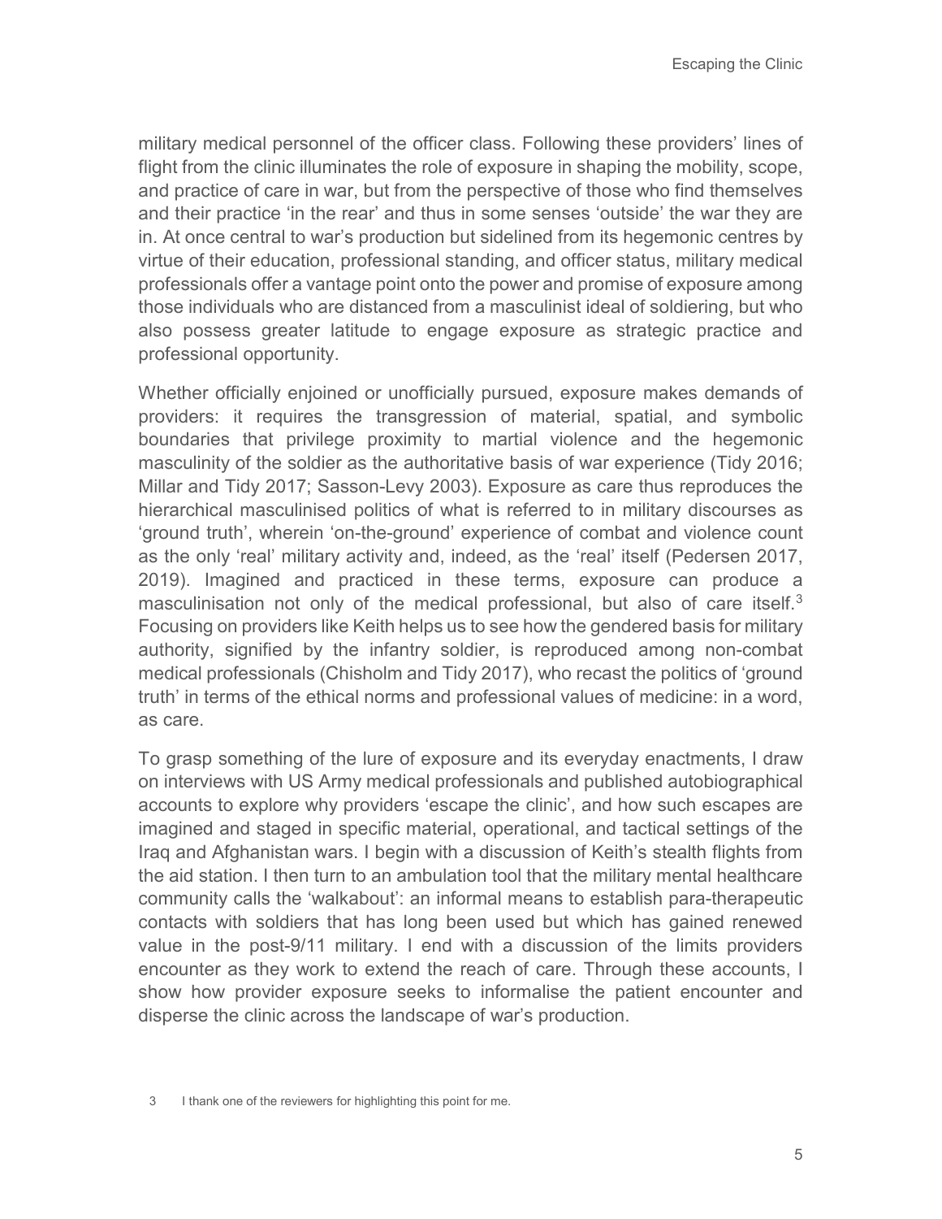military medical personnel of the officer class. Following these providers' lines of flight from the clinic illuminates the role of exposure in shaping the mobility, scope, and practice of care in war, but from the perspective of those who find themselves and their practice 'in the rear' and thus in some senses 'outside' the war they are in. At once central to war's production but sidelined from its hegemonic centres by virtue of their education, professional standing, and officer status, military medical professionals offer a vantage point onto the power and promise of exposure among those individuals who are distanced from a masculinist ideal of soldiering, but who also possess greater latitude to engage exposure as strategic practice and professional opportunity.

Whether officially enjoined or unofficially pursued, exposure makes demands of providers: it requires the transgression of material, spatial, and symbolic boundaries that privilege proximity to martial violence and the hegemonic masculinity of the soldier as the authoritative basis of war experience (Tidy 2016; Millar and Tidy 2017; Sasson-Levy 2003). Exposure as care thus reproduces the hierarchical masculinised politics of what is referred to in military discourses as 'ground truth', wherein 'on-the-ground' experience of combat and violence count as the only 'real' military activity and, indeed, as the 'real' itself (Pedersen 2017, 2019). Imagined and practiced in these terms, exposure can produce a masculinisation not only of the medical professional, but also of care itself.[3] Focusing on providers like Keith helps us to see how the gendered basis for military authority, signified by the infantry soldier, is reproduced among non-combat medical professionals (Chisholm and Tidy 2017), who recast the politics of 'ground truth' in terms of the ethical norms and professional values of medicine: in a word, as care.

To grasp something of the lure of exposure and its everyday enactments, I draw on interviews with US Army medical professionals and published autobiographical accounts to explore why providers 'escape the clinic', and how such escapes are imagined and staged in specific material, operational, and tactical settings of the Iraq and Afghanistan wars. I begin with a discussion of Keith's stealth flights from the aid station. I then turn to an ambulation tool that the military mental healthcare community calls the 'walkabout': an informal means to establish para-therapeutic contacts with soldiers that has long been used but which has gained renewed value in the post-9/11 military. I end with a discussion of the limits providers encounter as they work to extend the reach of care. Through these accounts, I show how provider exposure seeks to informalise the patient encounter and disperse the clinic across the landscape of war's production.

3 I thank one of the reviewers for highlighting this point for me.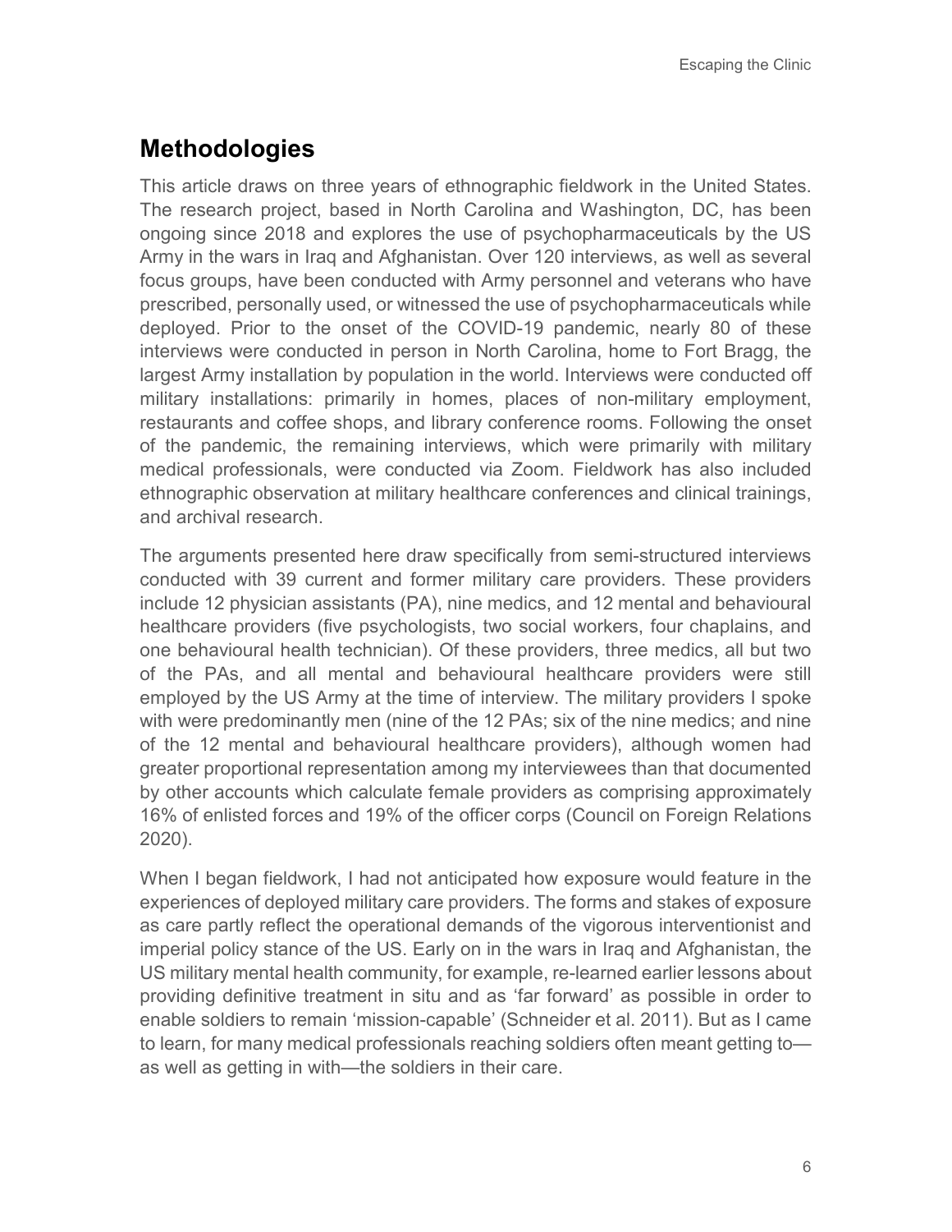## Methodologies

This article draws on three years of ethnographic fieldwork in the United States. The research project, based in North Carolina and Washington, DC, has been ongoing since 2018 and explores the use of psychopharmaceuticals by the US Army in the wars in Iraq and Afghanistan. Over 120 interviews, as well as several focus groups, have been conducted with Army personnel and veterans who have prescribed, personally used, or witnessed the use of psychopharmaceuticals while deployed. Prior to the onset of the COVID-19 pandemic, nearly 80 of these interviews were conducted in person in North Carolina, home to Fort Bragg, the largest Army installation by population in the world. Interviews were conducted off military installations: primarily in homes, places of non-military employment, restaurants and coffee shops, and library conference rooms. Following the onset of the pandemic, the remaining interviews, which were primarily with military medical professionals, were conducted via Zoom. Fieldwork has also included ethnographic observation at military healthcare conferences and clinical trainings, and archival research.

The arguments presented here draw specifically from semi-structured interviews conducted with 39 current and former military care providers. These providers include 12 physician assistants (PA), nine medics, and 12 mental and behavioural healthcare providers (five psychologists, two social workers, four chaplains, and one behavioural health technician). Of these providers, three medics, all but two of the PAs, and all mental and behavioural healthcare providers were still employed by the US Army at the time of interview. The military providers I spoke with were predominantly men (nine of the 12 PAs; six of the nine medics; and nine of the 12 mental and behavioural healthcare providers), although women had greater proportional representation among my interviewees than that documented by other accounts which calculate female providers as comprising approximately 16% of enlisted forces and 19% of the officer corps (Council on Foreign Relations 2020).

When I began fieldwork, I had not anticipated how exposure would feature in the experiences of deployed military care providers. The forms and stakes of exposure as care partly reflect the operational demands of the vigorous interventionist and imperial policy stance of the US. Early on in the wars in Iraq and Afghanistan, the US military mental health community, for example, re-learned earlier lessons about providing definitive treatment in situ and as 'far forward' as possible in order to enable soldiers to remain 'mission-capable' (Schneider et al. 2011). But as I came to learn, for many medical professionals reaching soldiers often meant getting to—as well as getting in with—the soldiers in their care.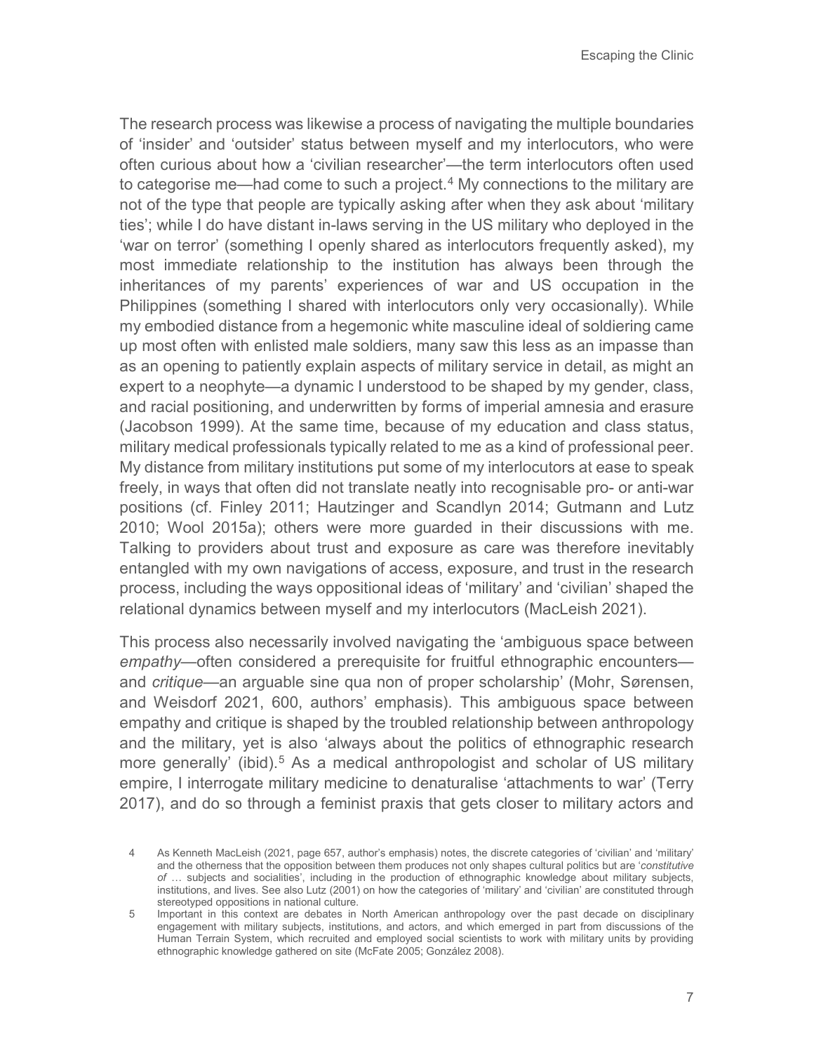The research process was likewise a process of navigating the multiple boundaries of 'insider' and 'outsider' status between myself and my interlocutors, who were often curious about how a 'civilian researcher'—the term interlocutors often used to categorise me—had come to such a project.[4] My connections to the military are not of the type that people are typically asking after when they ask about 'military ties'; while I do have distant in-laws serving in the US military who deployed in the 'war on terror' (something I openly shared as interlocutors frequently asked), my most immediate relationship to the institution has always been through the inheritances of my parents' experiences of war and US occupation in the Philippines (something I shared with interlocutors only very occasionally). While my embodied distance from a hegemonic white masculine ideal of soldiering came up most often with enlisted male soldiers, many saw this less as an impasse than as an opening to patiently explain aspects of military service in detail, as might an expert to a neophyte—a dynamic I understood to be shaped by my gender, class, and racial positioning, and underwritten by forms of imperial amnesia and erasure (Jacobson 1999). At the same time, because of my education and class status, military medical professionals typically related to me as a kind of professional peer. My distance from military institutions put some of my interlocutors at ease to speak freely, in ways that often did not translate neatly into recognisable pro- or anti-war positions (cf. Finley 2011; Hautzinger and Scandlyn 2014; Gutmann and Lutz 2010; Wool 2015a); others were more guarded in their discussions with me. Talking to providers about trust and exposure as care was therefore inevitably entangled with my own navigations of access, exposure, and trust in the research process, including the ways oppositional ideas of 'military' and 'civilian' shaped the relational dynamics between myself and my interlocutors (MacLeish 2021).

This process also necessarily involved navigating the 'ambiguous space between *empathy*—often considered a prerequisite for fruitful ethnographic encounters—and *critique*—an arguable sine qua non of proper scholarship' (Mohr, Sørensen, and Weisdorf 2021, 600, authors' emphasis). This ambiguous space between empathy and critique is shaped by the troubled relationship between anthropology and the military, yet is also 'always about the politics of ethnographic research more generally' (ibid).[5] As a medical anthropologist and scholar of US military empire, I interrogate military medicine to denaturalise 'attachments to war' (Terry 2017), and do so through a feminist praxis that gets closer to military actors and

4 As Kenneth MacLeish (2021, page 657, author's emphasis) notes, the discrete categories of 'civilian' and 'military' and the otherness that the opposition between them produces not only shapes cultural politics but are '*constitutive of* … subjects and socialities', including in the production of ethnographic knowledge about military subjects, institutions, and lives. See also Lutz (2001) on how the categories of 'military' and 'civilian' are constituted through stereotyped oppositions in national culture.

5 Important in this context are debates in North American anthropology over the past decade on disciplinary engagement with military subjects, institutions, and actors, and which emerged in part from discussions of the Human Terrain System, which recruited and employed social scientists to work with military units by providing ethnographic knowledge gathered on site (McFate 2005; González 2008).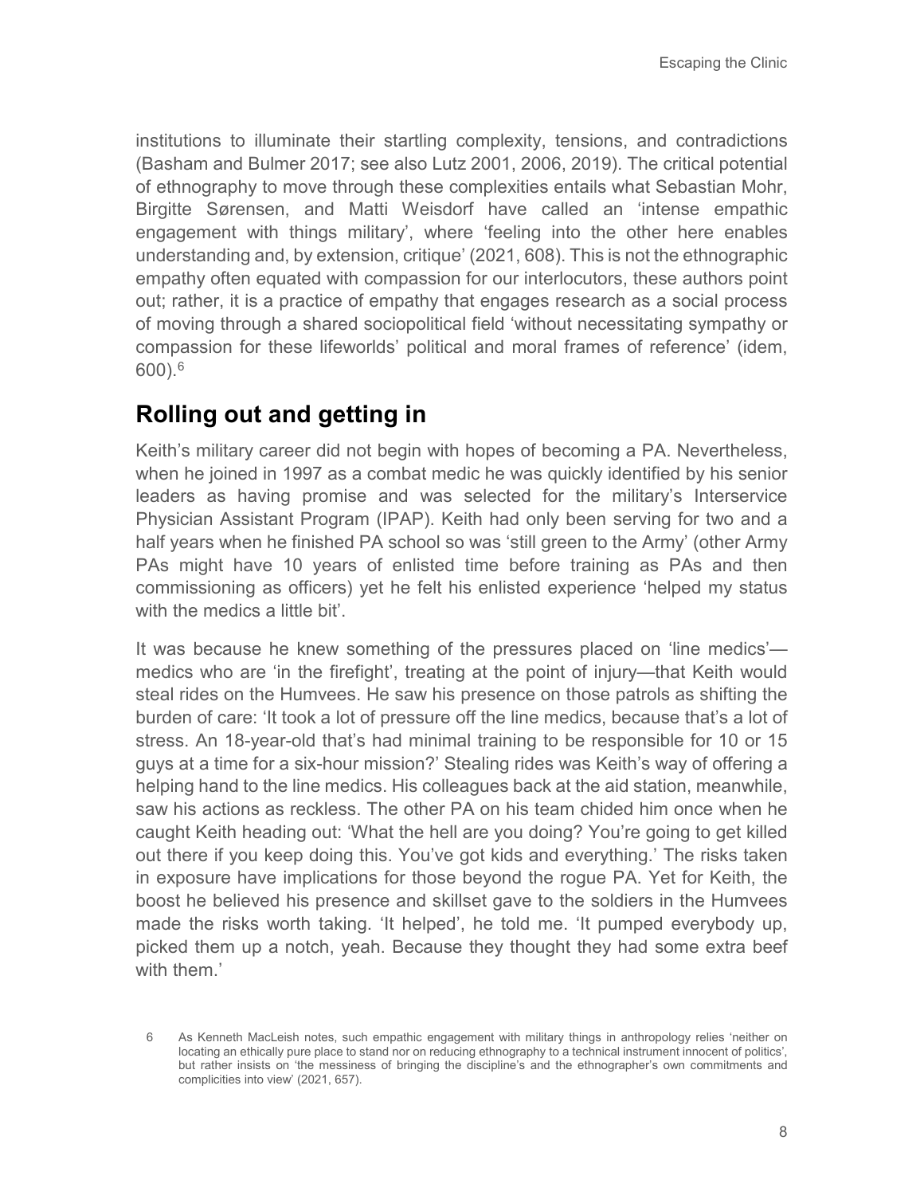institutions to illuminate their startling complexity, tensions, and contradictions (Basham and Bulmer 2017; see also Lutz 2001, 2006, 2019). The critical potential of ethnography to move through these complexities entails what Sebastian Mohr, Birgitte Sørensen, and Matti Weisdorf have called an 'intense empathic engagement with things military', where 'feeling into the other here enables understanding and, by extension, critique' (2021, 608). This is not the ethnographic empathy often equated with compassion for our interlocutors, these authors point out; rather, it is a practice of empathy that engages research as a social process of moving through a shared sociopolitical field 'without necessitating sympathy or compassion for these lifeworlds' political and moral frames of reference' (idem, 600).[6]

## Rolling out and getting in

Keith's military career did not begin with hopes of becoming a PA. Nevertheless, when he joined in 1997 as a combat medic he was quickly identified by his senior leaders as having promise and was selected for the military's Interservice Physician Assistant Program (IPAP). Keith had only been serving for two and a half years when he finished PA school so was 'still green to the Army' (other Army PAs might have 10 years of enlisted time before training as PAs and then commissioning as officers) yet he felt his enlisted experience 'helped my status with the medics a little bit'.

It was because he knew something of the pressures placed on 'line medics'—medics who are 'in the firefight', treating at the point of injury—that Keith would steal rides on the Humvees. He saw his presence on those patrols as shifting the burden of care: 'It took a lot of pressure off the line medics, because that's a lot of stress. An 18-year-old that's had minimal training to be responsible for 10 or 15 guys at a time for a six-hour mission?' Stealing rides was Keith's way of offering a helping hand to the line medics. His colleagues back at the aid station, meanwhile, saw his actions as reckless. The other PA on his team chided him once when he caught Keith heading out: 'What the hell are you doing? You're going to get killed out there if you keep doing this. You've got kids and everything.' The risks taken in exposure have implications for those beyond the rogue PA. Yet for Keith, the boost he believed his presence and skillset gave to the soldiers in the Humvees made the risks worth taking. 'It helped', he told me. 'It pumped everybody up, picked them up a notch, yeah. Because they thought they had some extra beef with them.'

6 As Kenneth MacLeish notes, such empathic engagement with military things in anthropology relies 'neither on locating an ethically pure place to stand nor on reducing ethnography to a technical instrument innocent of politics', but rather insists on 'the messiness of bringing the discipline's and the ethnographer's own commitments and complicities into view' (2021, 657).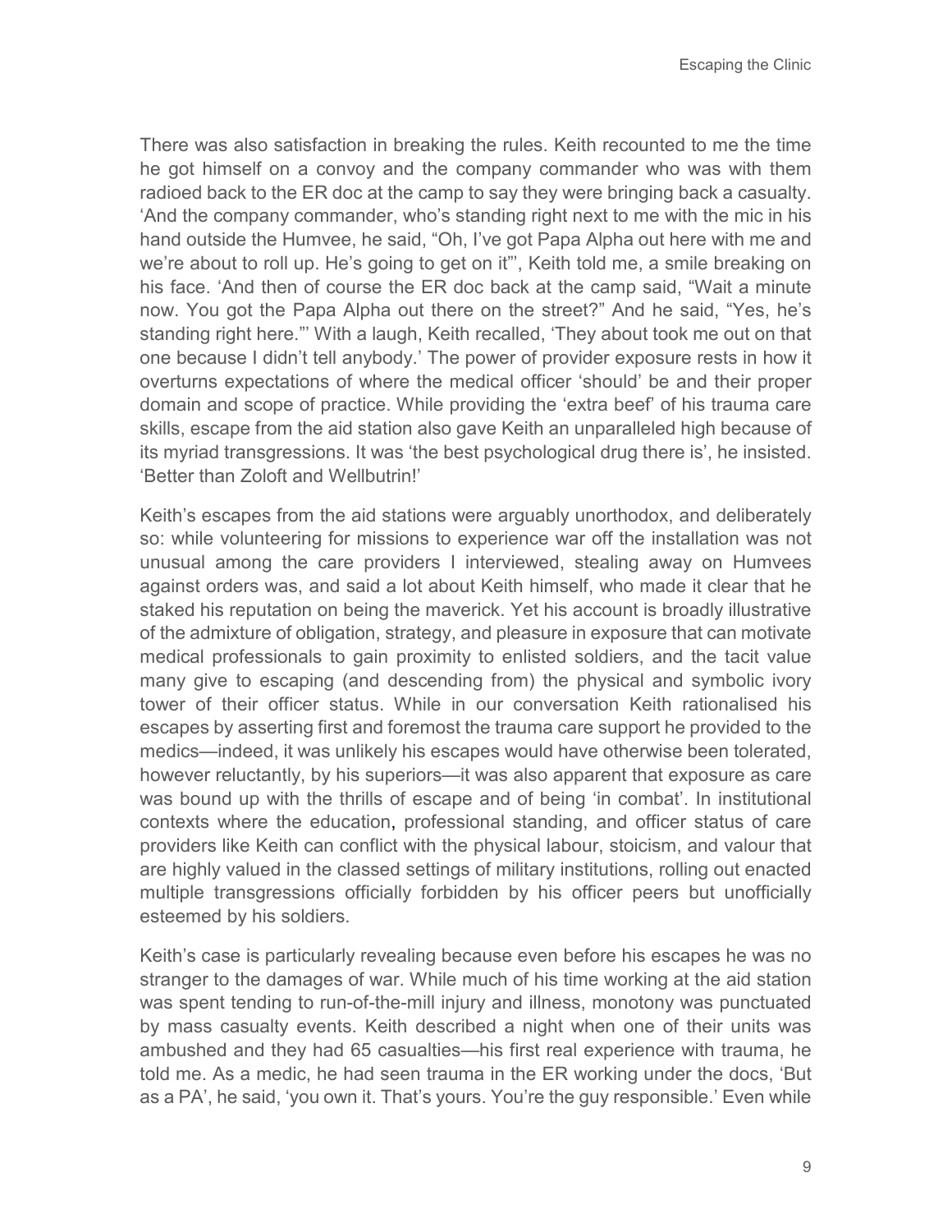There was also satisfaction in breaking the rules. Keith recounted to me the time he got himself on a convoy and the company commander who was with them radioed back to the ER doc at the camp to say they were bringing back a casualty. 'And the company commander, who's standing right next to me with the mic in his hand outside the Humvee, he said, "Oh, I've got Papa Alpha out here with me and we're about to roll up. He's going to get on it"', Keith told me, a smile breaking on his face. 'And then of course the ER doc back at the camp said, "Wait a minute now. You got the Papa Alpha out there on the street?" And he said, "Yes, he's standing right here."' With a laugh, Keith recalled, 'They about took me out on that one because I didn't tell anybody.' The power of provider exposure rests in how it overturns expectations of where the medical officer 'should' be and their proper domain and scope of practice. While providing the 'extra beef' of his trauma care skills, escape from the aid station also gave Keith an unparalleled high because of its myriad transgressions. It was 'the best psychological drug there is', he insisted. 'Better than Zoloft and Wellbutrin!'

Keith's escapes from the aid stations were arguably unorthodox, and deliberately so: while volunteering for missions to experience war off the installation was not unusual among the care providers I interviewed, stealing away on Humvees against orders was, and said a lot about Keith himself, who made it clear that he staked his reputation on being the maverick. Yet his account is broadly illustrative of the admixture of obligation, strategy, and pleasure in exposure that can motivate medical professionals to gain proximity to enlisted soldiers, and the tacit value many give to escaping (and descending from) the physical and symbolic ivory tower of their officer status. While in our conversation Keith rationalised his escapes by asserting first and foremost the trauma care support he provided to the medics—indeed, it was unlikely his escapes would have otherwise been tolerated, however reluctantly, by his superiors—it was also apparent that exposure as care was bound up with the thrills of escape and of being 'in combat'. In institutional contexts where the education, professional standing, and officer status of care providers like Keith can conflict with the physical labour, stoicism, and valour that are highly valued in the classed settings of military institutions, rolling out enacted multiple transgressions officially forbidden by his officer peers but unofficially esteemed by his soldiers.

Keith's case is particularly revealing because even before his escapes he was no stranger to the damages of war. While much of his time working at the aid station was spent tending to run-of-the-mill injury and illness, monotony was punctuated by mass casualty events. Keith described a night when one of their units was ambushed and they had 65 casualties—his first real experience with trauma, he told me. As a medic, he had seen trauma in the ER working under the docs, 'But as a PA', he said, 'you own it. That's yours. You're the guy responsible.' Even while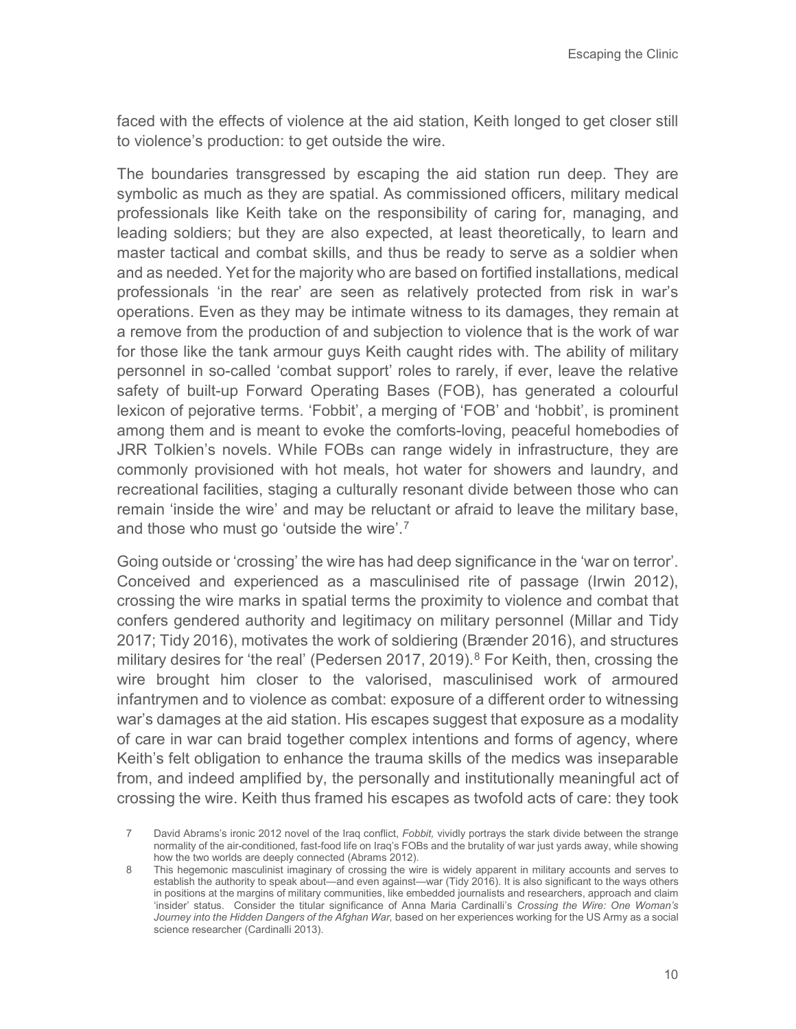faced with the effects of violence at the aid station, Keith longed to get closer still to violence's production: to get outside the wire.

The boundaries transgressed by escaping the aid station run deep. They are symbolic as much as they are spatial. As commissioned officers, military medical professionals like Keith take on the responsibility of caring for, managing, and leading soldiers; but they are also expected, at least theoretically, to learn and master tactical and combat skills, and thus be ready to serve as a soldier when and as needed. Yet for the majority who are based on fortified installations, medical professionals 'in the rear' are seen as relatively protected from risk in war's operations. Even as they may be intimate witness to its damages, they remain at a remove from the production of and subjection to violence that is the work of war for those like the tank armour guys Keith caught rides with. The ability of military personnel in so-called 'combat support' roles to rarely, if ever, leave the relative safety of built-up Forward Operating Bases (FOB), has generated a colourful lexicon of pejorative terms. 'Fobbit', a merging of 'FOB' and 'hobbit', is prominent among them and is meant to evoke the comforts-loving, peaceful homebodies of JRR Tolkien's novels. While FOBs can range widely in infrastructure, they are commonly provisioned with hot meals, hot water for showers and laundry, and recreational facilities, staging a culturally resonant divide between those who can remain 'inside the wire' and may be reluctant or afraid to leave the military base, and those who must go 'outside the wire'.[7]

Going outside or 'crossing' the wire has had deep significance in the 'war on terror'. Conceived and experienced as a masculinised rite of passage (Irwin 2012), crossing the wire marks in spatial terms the proximity to violence and combat that confers gendered authority and legitimacy on military personnel (Millar and Tidy 2017; Tidy 2016), motivates the work of soldiering (Brænder 2016), and structures military desires for 'the real' (Pedersen 2017, 2019).[8] For Keith, then, crossing the wire brought him closer to the valorised, masculinised work of armoured infantrymen and to violence as combat: exposure of a different order to witnessing war's damages at the aid station. His escapes suggest that exposure as a modality of care in war can braid together complex intentions and forms of agency, where Keith's felt obligation to enhance the trauma skills of the medics was inseparable from, and indeed amplified by, the personally and institutionally meaningful act of crossing the wire. Keith thus framed his escapes as twofold acts of care: they took

7 David Abrams's ironic 2012 novel of the Iraq conflict, *Fobbit,* vividly portrays the stark divide between the strange normality of the air-conditioned, fast-food life on Iraq's FOBs and the brutality of war just yards away, while showing how the two worlds are deeply connected (Abrams 2012).

8 This hegemonic masculinist imaginary of crossing the wire is widely apparent in military accounts and serves to establish the authority to speak about—and even against—war (Tidy 2016). It is also significant to the ways others in positions at the margins of military communities, like embedded journalists and researchers, approach and claim 'insider' status. Consider the titular significance of Anna Maria Cardinalli's *Crossing the Wire: One Woman's Journey into the Hidden Dangers of the Afghan War,* based on her experiences working for the US Army as a social science researcher (Cardinalli 2013).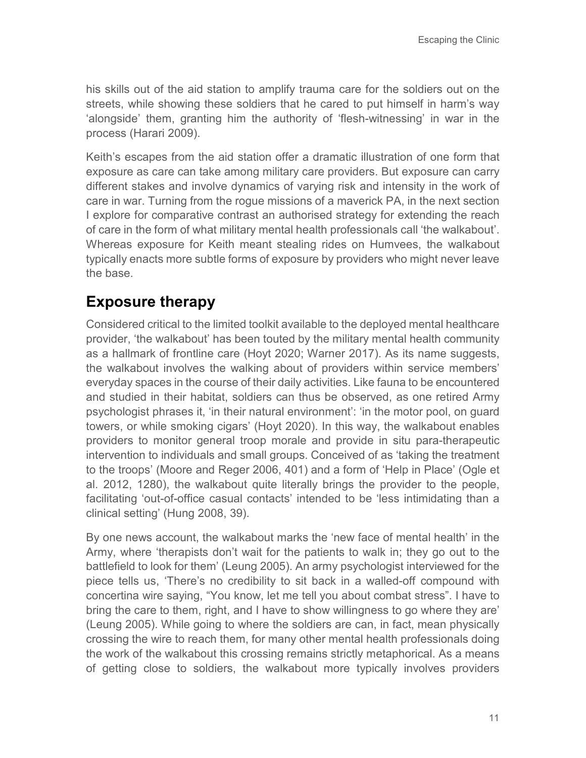his skills out of the aid station to amplify trauma care for the soldiers out on the streets, while showing these soldiers that he cared to put himself in harm's way 'alongside' them, granting him the authority of 'flesh-witnessing' in war in the process (Harari 2009).

Keith's escapes from the aid station offer a dramatic illustration of one form that exposure as care can take among military care providers. But exposure can carry different stakes and involve dynamics of varying risk and intensity in the work of care in war. Turning from the rogue missions of a maverick PA, in the next section I explore for comparative contrast an authorised strategy for extending the reach of care in the form of what military mental health professionals call 'the walkabout'. Whereas exposure for Keith meant stealing rides on Humvees, the walkabout typically enacts more subtle forms of exposure by providers who might never leave the base.

## Exposure therapy

Considered critical to the limited toolkit available to the deployed mental healthcare provider, 'the walkabout' has been touted by the military mental health community as a hallmark of frontline care (Hoyt 2020; Warner 2017). As its name suggests, the walkabout involves the walking about of providers within service members' everyday spaces in the course of their daily activities. Like fauna to be encountered and studied in their habitat, soldiers can thus be observed, as one retired Army psychologist phrases it, 'in their natural environment': 'in the motor pool, on guard towers, or while smoking cigars' (Hoyt 2020). In this way, the walkabout enables providers to monitor general troop morale and provide in situ para-therapeutic intervention to individuals and small groups. Conceived of as 'taking the treatment to the troops' (Moore and Reger 2006, 401) and a form of 'Help in Place' (Ogle et al. 2012, 1280), the walkabout quite literally brings the provider to the people, facilitating 'out-of-office casual contacts' intended to be 'less intimidating than a clinical setting' (Hung 2008, 39).

By one news account, the walkabout marks the 'new face of mental health' in the Army, where 'therapists don't wait for the patients to walk in; they go out to the battlefield to look for them' (Leung 2005). An army psychologist interviewed for the piece tells us, 'There's no credibility to sit back in a walled-off compound with concertina wire saying, "You know, let me tell you about combat stress". I have to bring the care to them, right, and I have to show willingness to go where they are' (Leung 2005). While going to where the soldiers are can, in fact, mean physically crossing the wire to reach them, for many other mental health professionals doing the work of the walkabout this crossing remains strictly metaphorical. As a means of getting close to soldiers, the walkabout more typically involves providers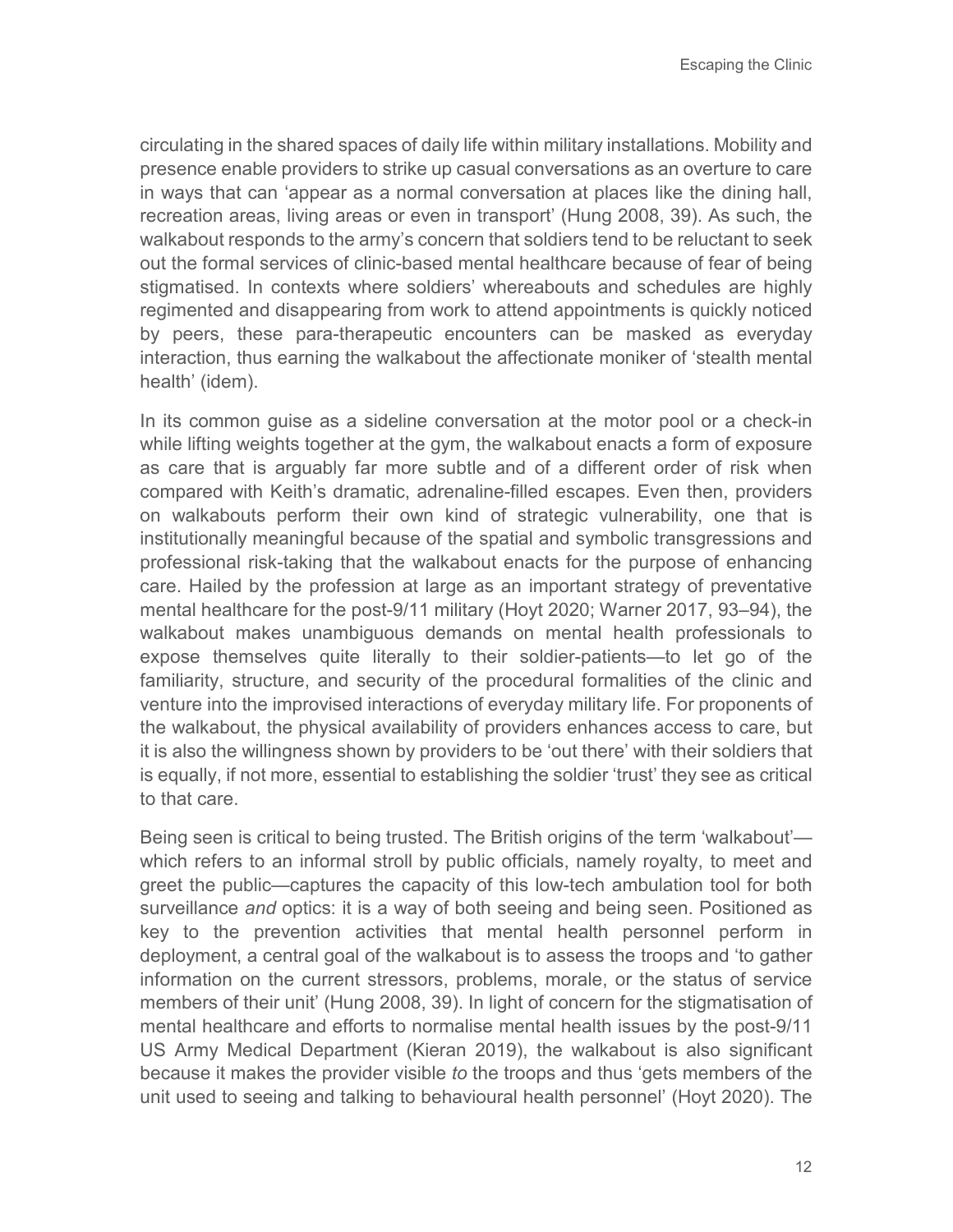circulating in the shared spaces of daily life within military installations. Mobility and presence enable providers to strike up casual conversations as an overture to care in ways that can 'appear as a normal conversation at places like the dining hall, recreation areas, living areas or even in transport' (Hung 2008, 39). As such, the walkabout responds to the army's concern that soldiers tend to be reluctant to seek out the formal services of clinic-based mental healthcare because of fear of being stigmatised. In contexts where soldiers' whereabouts and schedules are highly regimented and disappearing from work to attend appointments is quickly noticed by peers, these para-therapeutic encounters can be masked as everyday interaction, thus earning the walkabout the affectionate moniker of 'stealth mental health' (idem).

In its common guise as a sideline conversation at the motor pool or a check-in while lifting weights together at the gym, the walkabout enacts a form of exposure as care that is arguably far more subtle and of a different order of risk when compared with Keith's dramatic, adrenaline-filled escapes. Even then, providers on walkabouts perform their own kind of strategic vulnerability, one that is institutionally meaningful because of the spatial and symbolic transgressions and professional risk-taking that the walkabout enacts for the purpose of enhancing care. Hailed by the profession at large as an important strategy of preventative mental healthcare for the post-9/11 military (Hoyt 2020; Warner 2017, 93–94), the walkabout makes unambiguous demands on mental health professionals to expose themselves quite literally to their soldier-patients—to let go of the familiarity, structure, and security of the procedural formalities of the clinic and venture into the improvised interactions of everyday military life. For proponents of the walkabout, the physical availability of providers enhances access to care, but it is also the willingness shown by providers to be 'out there' with their soldiers that is equally, if not more, essential to establishing the soldier 'trust' they see as critical to that care.

Being seen is critical to being trusted. The British origins of the term 'walkabout'—which refers to an informal stroll by public officials, namely royalty, to meet and greet the public—captures the capacity of this low-tech ambulation tool for both surveillance *and* optics: it is a way of both seeing and being seen. Positioned as key to the prevention activities that mental health personnel perform in deployment, a central goal of the walkabout is to assess the troops and 'to gather information on the current stressors, problems, morale, or the status of service members of their unit' (Hung 2008, 39). In light of concern for the stigmatisation of mental healthcare and efforts to normalise mental health issues by the post-9/11 US Army Medical Department (Kieran 2019), the walkabout is also significant because it makes the provider visible *to* the troops and thus 'gets members of the unit used to seeing and talking to behavioural health personnel' (Hoyt 2020). The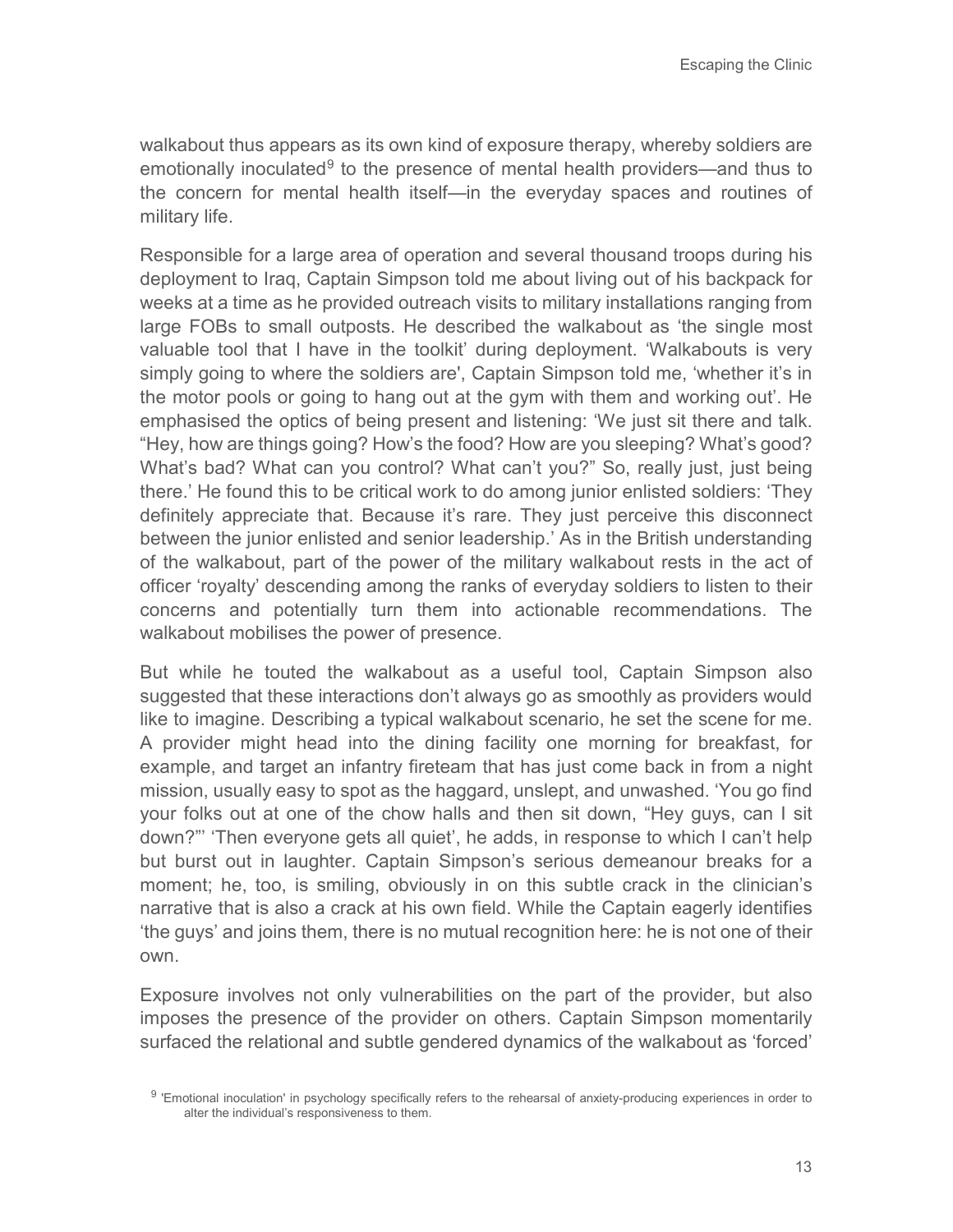walkabout thus appears as its own kind of exposure therapy, whereby soldiers are emotionally inoculated[9] to the presence of mental health providers—and thus to the concern for mental health itself—in the everyday spaces and routines of military life.

Responsible for a large area of operation and several thousand troops during his deployment to Iraq, Captain Simpson told me about living out of his backpack for weeks at a time as he provided outreach visits to military installations ranging from large FOBs to small outposts. He described the walkabout as 'the single most valuable tool that I have in the toolkit' during deployment. 'Walkabouts is very simply going to where the soldiers are', Captain Simpson told me, 'whether it's in the motor pools or going to hang out at the gym with them and working out'. He emphasised the optics of being present and listening: 'We just sit there and talk. "Hey, how are things going? How's the food? How are you sleeping? What's good? What's bad? What can you control? What can't you?" So, really just, just being there.' He found this to be critical work to do among junior enlisted soldiers: 'They definitely appreciate that. Because it's rare. They just perceive this disconnect between the junior enlisted and senior leadership.' As in the British understanding of the walkabout, part of the power of the military walkabout rests in the act of officer 'royalty' descending among the ranks of everyday soldiers to listen to their concerns and potentially turn them into actionable recommendations. The walkabout mobilises the power of presence.

But while he touted the walkabout as a useful tool, Captain Simpson also suggested that these interactions don't always go as smoothly as providers would like to imagine. Describing a typical walkabout scenario, he set the scene for me. A provider might head into the dining facility one morning for breakfast, for example, and target an infantry fireteam that has just come back in from a night mission, usually easy to spot as the haggard, unslept, and unwashed. 'You go find your folks out at one of the chow halls and then sit down, "Hey guys, can I sit down?"' 'Then everyone gets all quiet', he adds, in response to which I can't help but burst out in laughter. Captain Simpson's serious demeanour breaks for a moment; he, too, is smiling, obviously in on this subtle crack in the clinician's narrative that is also a crack at his own field. While the Captain eagerly identifies 'the guys' and joins them, there is no mutual recognition here: he is not one of their own.

Exposure involves not only vulnerabilities on the part of the provider, but also imposes the presence of the provider on others. Captain Simpson momentarily surfaced the relational and subtle gendered dynamics of the walkabout as 'forced'

[9] 'Emotional inoculation' in psychology specifically refers to the rehearsal of anxiety-producing experiences in order to alter the individual's responsiveness to them.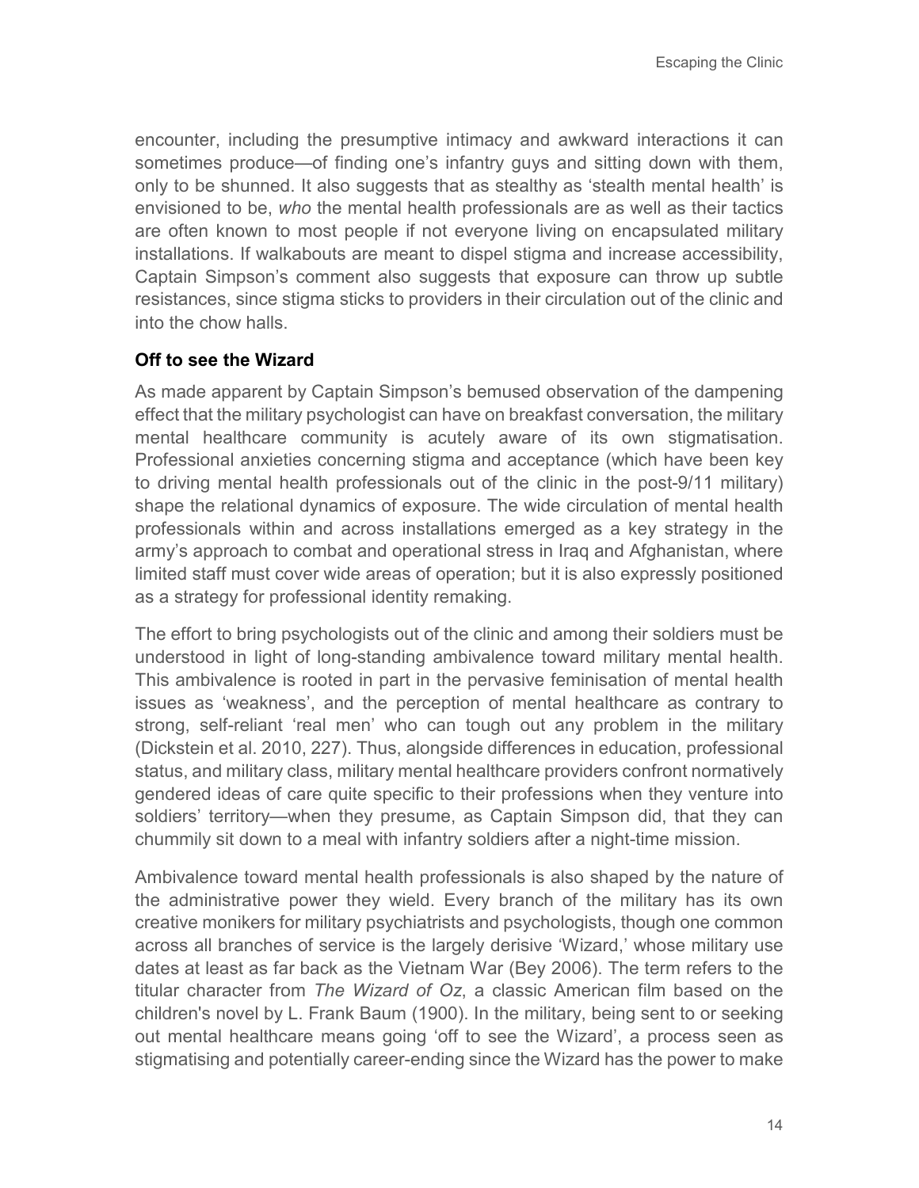encounter, including the presumptive intimacy and awkward interactions it can sometimes produce—of finding one's infantry guys and sitting down with them, only to be shunned. It also suggests that as stealthy as 'stealth mental health' is envisioned to be, *who* the mental health professionals are as well as their tactics are often known to most people if not everyone living on encapsulated military installations. If walkabouts are meant to dispel stigma and increase accessibility, Captain Simpson's comment also suggests that exposure can throw up subtle resistances, since stigma sticks to providers in their circulation out of the clinic and into the chow halls.

### Off to see the Wizard

As made apparent by Captain Simpson's bemused observation of the dampening effect that the military psychologist can have on breakfast conversation, the military mental healthcare community is acutely aware of its own stigmatisation. Professional anxieties concerning stigma and acceptance (which have been key to driving mental health professionals out of the clinic in the post-9/11 military) shape the relational dynamics of exposure. The wide circulation of mental health professionals within and across installations emerged as a key strategy in the army's approach to combat and operational stress in Iraq and Afghanistan, where limited staff must cover wide areas of operation; but it is also expressly positioned as a strategy for professional identity remaking.

The effort to bring psychologists out of the clinic and among their soldiers must be understood in light of long-standing ambivalence toward military mental health. This ambivalence is rooted in part in the pervasive feminisation of mental health issues as 'weakness', and the perception of mental healthcare as contrary to strong, self-reliant 'real men' who can tough out any problem in the military (Dickstein et al. 2010, 227). Thus, alongside differences in education, professional status, and military class, military mental healthcare providers confront normatively gendered ideas of care quite specific to their professions when they venture into soldiers' territory—when they presume, as Captain Simpson did, that they can chummily sit down to a meal with infantry soldiers after a night-time mission.

Ambivalence toward mental health professionals is also shaped by the nature of the administrative power they wield. Every branch of the military has its own creative monikers for military psychiatrists and psychologists, though one common across all branches of service is the largely derisive 'Wizard,' whose military use dates at least as far back as the Vietnam War (Bey 2006). The term refers to the titular character from *The Wizard of Oz*, a classic American film based on the children's novel by L. Frank Baum (1900). In the military, being sent to or seeking out mental healthcare means going 'off to see the Wizard', a process seen as stigmatising and potentially career-ending since the Wizard has the power to make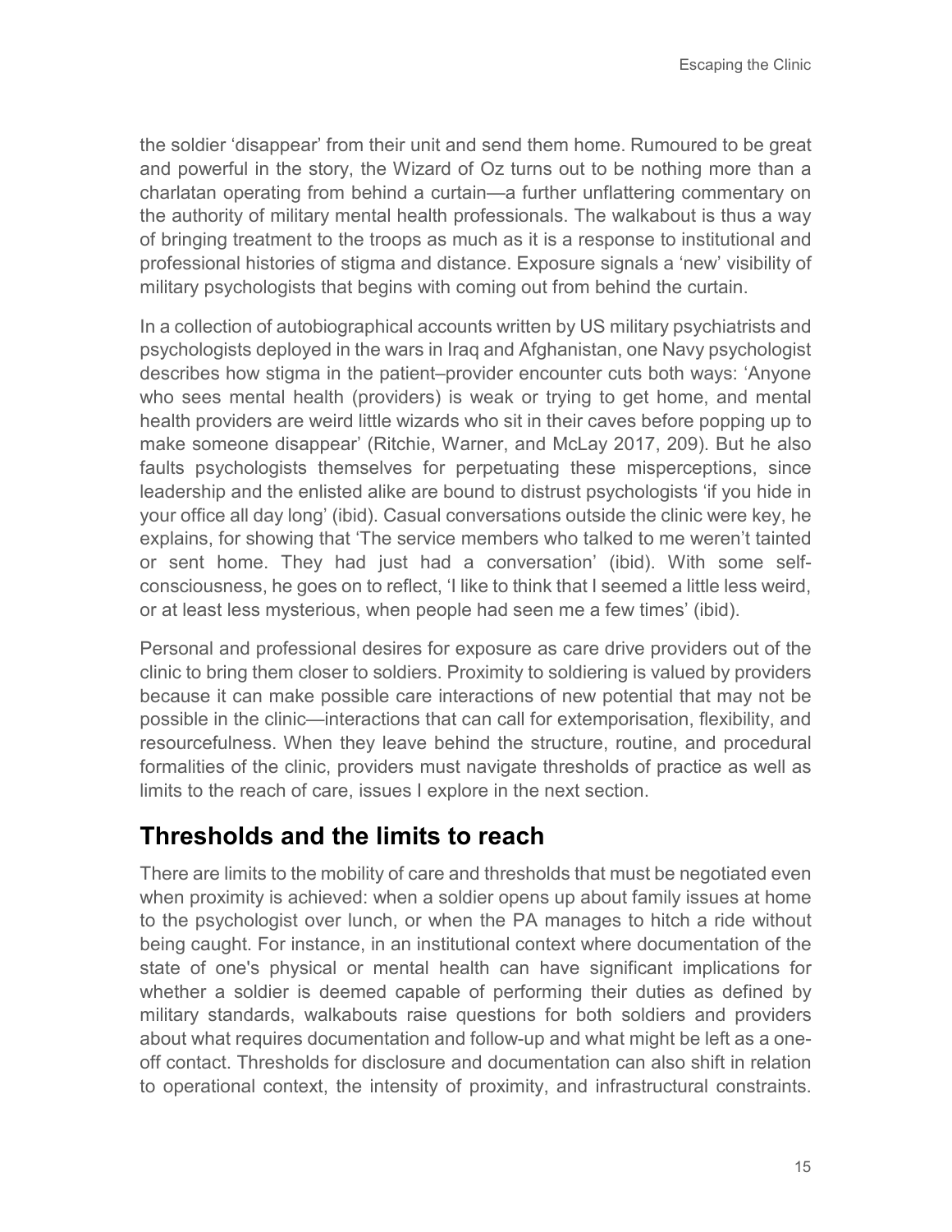the soldier 'disappear' from their unit and send them home. Rumoured to be great and powerful in the story, the Wizard of Oz turns out to be nothing more than a charlatan operating from behind a curtain—a further unflattering commentary on the authority of military mental health professionals. The walkabout is thus a way of bringing treatment to the troops as much as it is a response to institutional and professional histories of stigma and distance. Exposure signals a 'new' visibility of military psychologists that begins with coming out from behind the curtain.

In a collection of autobiographical accounts written by US military psychiatrists and psychologists deployed in the wars in Iraq and Afghanistan, one Navy psychologist describes how stigma in the patient–provider encounter cuts both ways: 'Anyone who sees mental health (providers) is weak or trying to get home, and mental health providers are weird little wizards who sit in their caves before popping up to make someone disappear' (Ritchie, Warner, and McLay 2017, 209). But he also faults psychologists themselves for perpetuating these misperceptions, since leadership and the enlisted alike are bound to distrust psychologists 'if you hide in your office all day long' (ibid). Casual conversations outside the clinic were key, he explains, for showing that 'The service members who talked to me weren't tainted or sent home. They had just had a conversation' (ibid). With some self-consciousness, he goes on to reflect, 'I like to think that I seemed a little less weird, or at least less mysterious, when people had seen me a few times' (ibid).

Personal and professional desires for exposure as care drive providers out of the clinic to bring them closer to soldiers. Proximity to soldiering is valued by providers because it can make possible care interactions of new potential that may not be possible in the clinic—interactions that can call for extemporisation, flexibility, and resourcefulness. When they leave behind the structure, routine, and procedural formalities of the clinic, providers must navigate thresholds of practice as well as limits to the reach of care, issues I explore in the next section.

## Thresholds and the limits to reach

There are limits to the mobility of care and thresholds that must be negotiated even when proximity is achieved: when a soldier opens up about family issues at home to the psychologist over lunch, or when the PA manages to hitch a ride without being caught. For instance, in an institutional context where documentation of the state of one's physical or mental health can have significant implications for whether a soldier is deemed capable of performing their duties as defined by military standards, walkabouts raise questions for both soldiers and providers about what requires documentation and follow-up and what might be left as a one-off contact. Thresholds for disclosure and documentation can also shift in relation to operational context, the intensity of proximity, and infrastructural constraints.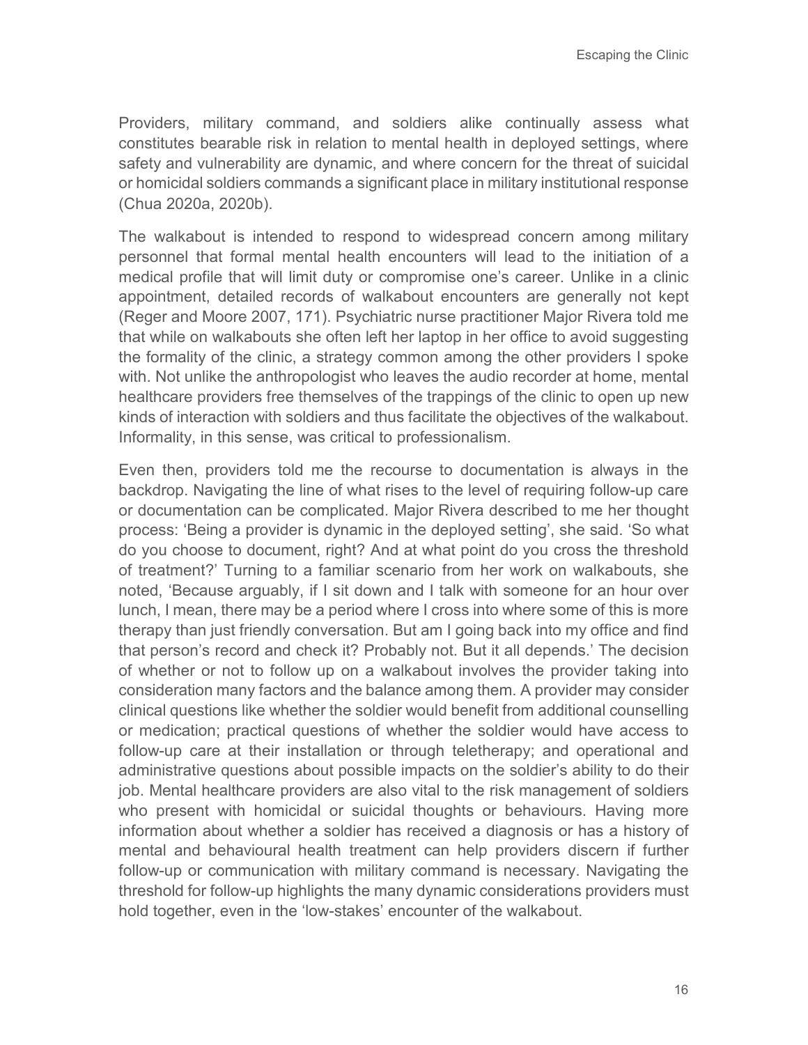Providers, military command, and soldiers alike continually assess what constitutes bearable risk in relation to mental health in deployed settings, where safety and vulnerability are dynamic, and where concern for the threat of suicidal or homicidal soldiers commands a significant place in military institutional response (Chua 2020a, 2020b).

The walkabout is intended to respond to widespread concern among military personnel that formal mental health encounters will lead to the initiation of a medical profile that will limit duty or compromise one's career. Unlike in a clinic appointment, detailed records of walkabout encounters are generally not kept (Reger and Moore 2007, 171). Psychiatric nurse practitioner Major Rivera told me that while on walkabouts she often left her laptop in her office to avoid suggesting the formality of the clinic, a strategy common among the other providers I spoke with. Not unlike the anthropologist who leaves the audio recorder at home, mental healthcare providers free themselves of the trappings of the clinic to open up new kinds of interaction with soldiers and thus facilitate the objectives of the walkabout. Informality, in this sense, was critical to professionalism.

Even then, providers told me the recourse to documentation is always in the backdrop. Navigating the line of what rises to the level of requiring follow-up care or documentation can be complicated. Major Rivera described to me her thought process: 'Being a provider is dynamic in the deployed setting', she said. 'So what do you choose to document, right? And at what point do you cross the threshold of treatment?' Turning to a familiar scenario from her work on walkabouts, she noted, 'Because arguably, if I sit down and I talk with someone for an hour over lunch, I mean, there may be a period where I cross into where some of this is more therapy than just friendly conversation. But am I going back into my office and find that person's record and check it? Probably not. But it all depends.' The decision of whether or not to follow up on a walkabout involves the provider taking into consideration many factors and the balance among them. A provider may consider clinical questions like whether the soldier would benefit from additional counselling or medication; practical questions of whether the soldier would have access to follow-up care at their installation or through teletherapy; and operational and administrative questions about possible impacts on the soldier's ability to do their job. Mental healthcare providers are also vital to the risk management of soldiers who present with homicidal or suicidal thoughts or behaviours. Having more information about whether a soldier has received a diagnosis or has a history of mental and behavioural health treatment can help providers discern if further follow-up or communication with military command is necessary. Navigating the threshold for follow-up highlights the many dynamic considerations providers must hold together, even in the 'low-stakes' encounter of the walkabout.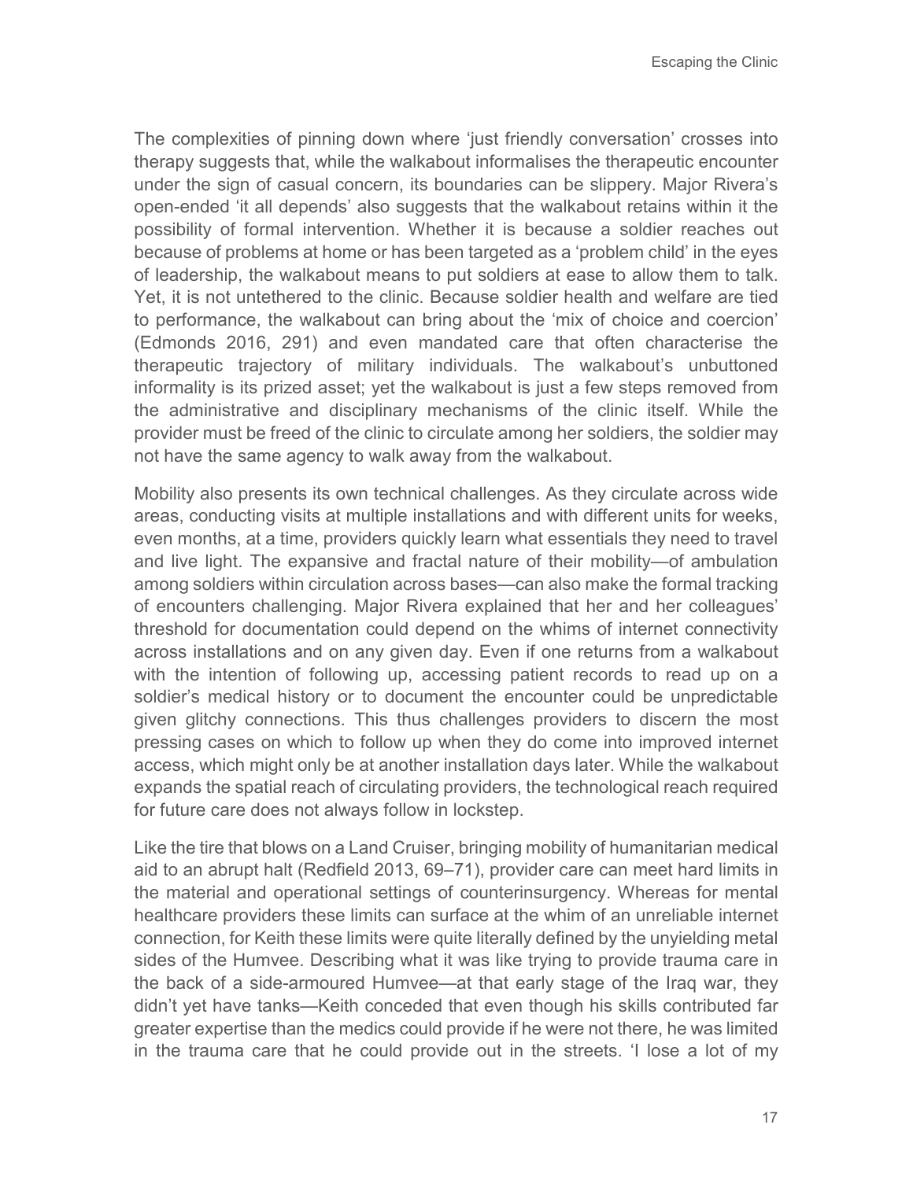The complexities of pinning down where 'just friendly conversation' crosses into therapy suggests that, while the walkabout informalises the therapeutic encounter under the sign of casual concern, its boundaries can be slippery. Major Rivera's open-ended 'it all depends' also suggests that the walkabout retains within it the possibility of formal intervention. Whether it is because a soldier reaches out because of problems at home or has been targeted as a 'problem child' in the eyes of leadership, the walkabout means to put soldiers at ease to allow them to talk. Yet, it is not untethered to the clinic. Because soldier health and welfare are tied to performance, the walkabout can bring about the 'mix of choice and coercion' (Edmonds 2016, 291) and even mandated care that often characterise the therapeutic trajectory of military individuals. The walkabout's unbuttoned informality is its prized asset; yet the walkabout is just a few steps removed from the administrative and disciplinary mechanisms of the clinic itself. While the provider must be freed of the clinic to circulate among her soldiers, the soldier may not have the same agency to walk away from the walkabout.

Mobility also presents its own technical challenges. As they circulate across wide areas, conducting visits at multiple installations and with different units for weeks, even months, at a time, providers quickly learn what essentials they need to travel and live light. The expansive and fractal nature of their mobility—of ambulation among soldiers within circulation across bases—can also make the formal tracking of encounters challenging. Major Rivera explained that her and her colleagues' threshold for documentation could depend on the whims of internet connectivity across installations and on any given day. Even if one returns from a walkabout with the intention of following up, accessing patient records to read up on a soldier's medical history or to document the encounter could be unpredictable given glitchy connections. This thus challenges providers to discern the most pressing cases on which to follow up when they do come into improved internet access, which might only be at another installation days later. While the walkabout expands the spatial reach of circulating providers, the technological reach required for future care does not always follow in lockstep.

Like the tire that blows on a Land Cruiser, bringing mobility of humanitarian medical aid to an abrupt halt (Redfield 2013, 69–71), provider care can meet hard limits in the material and operational settings of counterinsurgency. Whereas for mental healthcare providers these limits can surface at the whim of an unreliable internet connection, for Keith these limits were quite literally defined by the unyielding metal sides of the Humvee. Describing what it was like trying to provide trauma care in the back of a side-armoured Humvee—at that early stage of the Iraq war, they didn't yet have tanks—Keith conceded that even though his skills contributed far greater expertise than the medics could provide if he were not there, he was limited in the trauma care that he could provide out in the streets. 'I lose a lot of my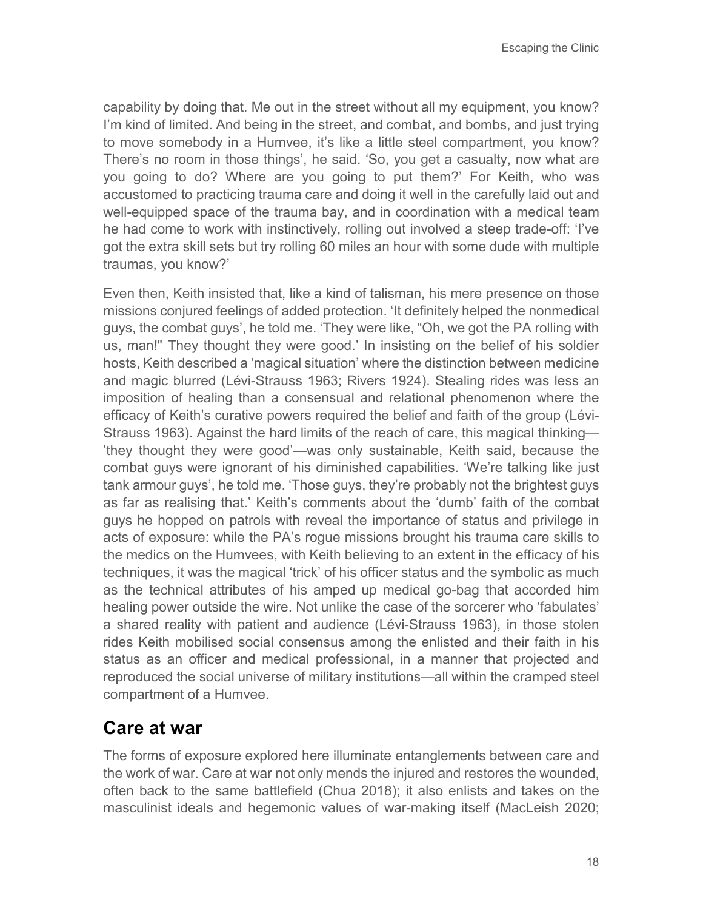capability by doing that. Me out in the street without all my equipment, you know? I'm kind of limited. And being in the street, and combat, and bombs, and just trying to move somebody in a Humvee, it's like a little steel compartment, you know? There's no room in those things', he said. 'So, you get a casualty, now what are you going to do? Where are you going to put them?' For Keith, who was accustomed to practicing trauma care and doing it well in the carefully laid out and well-equipped space of the trauma bay, and in coordination with a medical team he had come to work with instinctively, rolling out involved a steep trade-off: 'I've got the extra skill sets but try rolling 60 miles an hour with some dude with multiple traumas, you know?'

Even then, Keith insisted that, like a kind of talisman, his mere presence on those missions conjured feelings of added protection. 'It definitely helped the nonmedical guys, the combat guys', he told me. 'They were like, "Oh, we got the PA rolling with us, man!" They thought they were good.' In insisting on the belief of his soldier hosts, Keith described a 'magical situation' where the distinction between medicine and magic blurred (Lévi-Strauss 1963; Rivers 1924). Stealing rides was less an imposition of healing than a consensual and relational phenomenon where the efficacy of Keith's curative powers required the belief and faith of the group (Lévi-Strauss 1963). Against the hard limits of the reach of care, this magical thinking—'they thought they were good'—was only sustainable, Keith said, because the combat guys were ignorant of his diminished capabilities. 'We're talking like just tank armour guys', he told me. 'Those guys, they're probably not the brightest guys as far as realising that.' Keith's comments about the 'dumb' faith of the combat guys he hopped on patrols with reveal the importance of status and privilege in acts of exposure: while the PA's rogue missions brought his trauma care skills to the medics on the Humvees, with Keith believing to an extent in the efficacy of his techniques, it was the magical 'trick' of his officer status and the symbolic as much as the technical attributes of his amped up medical go-bag that accorded him healing power outside the wire. Not unlike the case of the sorcerer who 'fabulates' a shared reality with patient and audience (Lévi-Strauss 1963), in those stolen rides Keith mobilised social consensus among the enlisted and their faith in his status as an officer and medical professional, in a manner that projected and reproduced the social universe of military institutions—all within the cramped steel compartment of a Humvee.

## Care at war

The forms of exposure explored here illuminate entanglements between care and the work of war. Care at war not only mends the injured and restores the wounded, often back to the same battlefield (Chua 2018); it also enlists and takes on the masculinist ideals and hegemonic values of war-making itself (MacLeish 2020;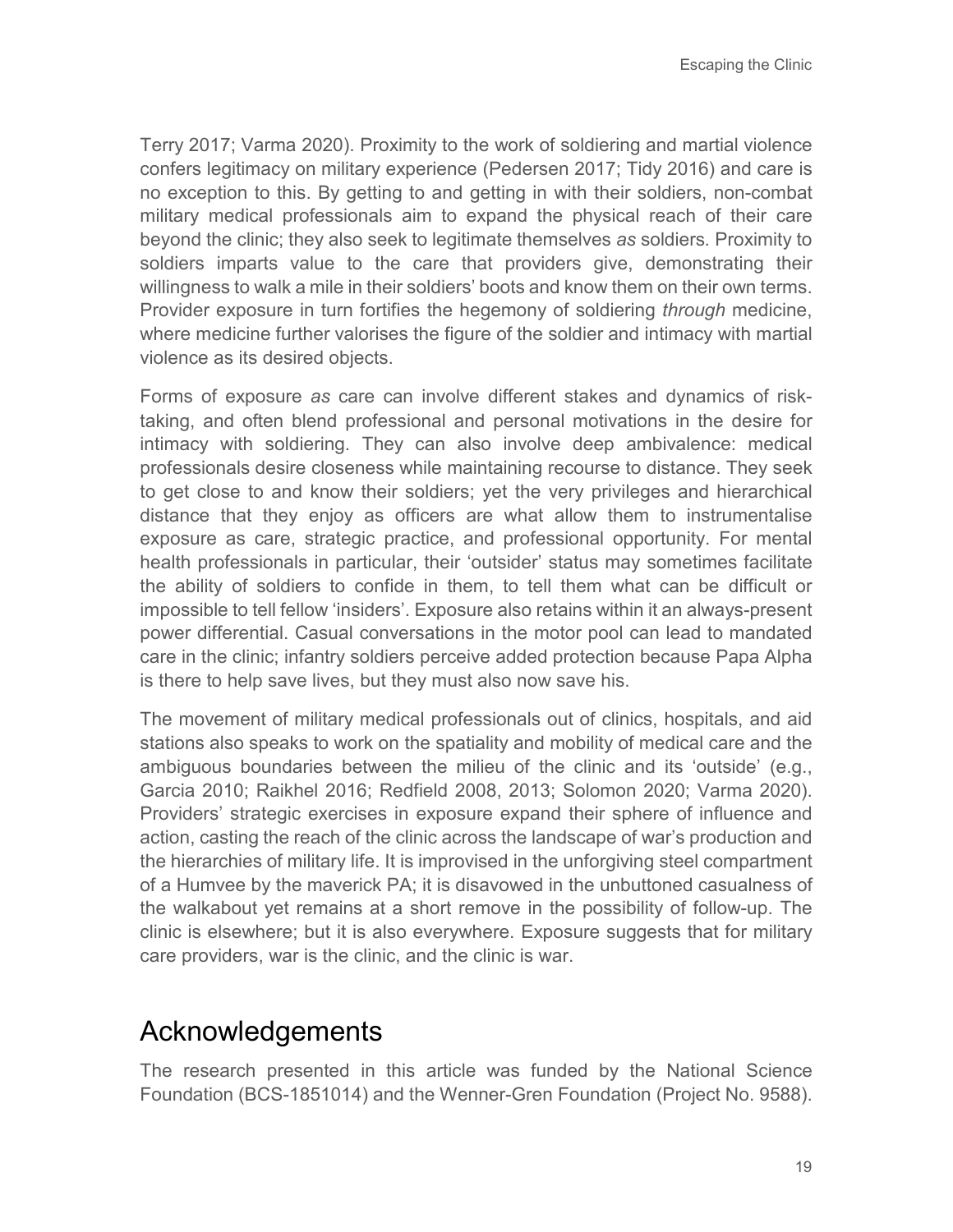Terry 2017; Varma 2020). Proximity to the work of soldiering and martial violence confers legitimacy on military experience (Pedersen 2017; Tidy 2016) and care is no exception to this. By getting to and getting in with their soldiers, non-combat military medical professionals aim to expand the physical reach of their care beyond the clinic; they also seek to legitimate themselves *as* soldiers. Proximity to soldiers imparts value to the care that providers give, demonstrating their willingness to walk a mile in their soldiers' boots and know them on their own terms. Provider exposure in turn fortifies the hegemony of soldiering *through* medicine, where medicine further valorises the figure of the soldier and intimacy with martial violence as its desired objects.

Forms of exposure *as* care can involve different stakes and dynamics of risk-taking, and often blend professional and personal motivations in the desire for intimacy with soldiering. They can also involve deep ambivalence: medical professionals desire closeness while maintaining recourse to distance. They seek to get close to and know their soldiers; yet the very privileges and hierarchical distance that they enjoy as officers are what allow them to instrumentalise exposure as care, strategic practice, and professional opportunity. For mental health professionals in particular, their 'outsider' status may sometimes facilitate the ability of soldiers to confide in them, to tell them what can be difficult or impossible to tell fellow 'insiders'. Exposure also retains within it an always-present power differential. Casual conversations in the motor pool can lead to mandated care in the clinic; infantry soldiers perceive added protection because Papa Alpha is there to help save lives, but they must also now save his.

The movement of military medical professionals out of clinics, hospitals, and aid stations also speaks to work on the spatiality and mobility of medical care and the ambiguous boundaries between the milieu of the clinic and its 'outside' (e.g., Garcia 2010; Raikhel 2016; Redfield 2008, 2013; Solomon 2020; Varma 2020). Providers' strategic exercises in exposure expand their sphere of influence and action, casting the reach of the clinic across the landscape of war's production and the hierarchies of military life. It is improvised in the unforgiving steel compartment of a Humvee by the maverick PA; it is disavowed in the unbuttoned casualness of the walkabout yet remains at a short remove in the possibility of follow-up. The clinic is elsewhere; but it is also everywhere. Exposure suggests that for military care providers, war is the clinic, and the clinic is war.

## Acknowledgements

The research presented in this article was funded by the National Science Foundation (BCS-1851014) and the Wenner-Gren Foundation (Project No. 9588).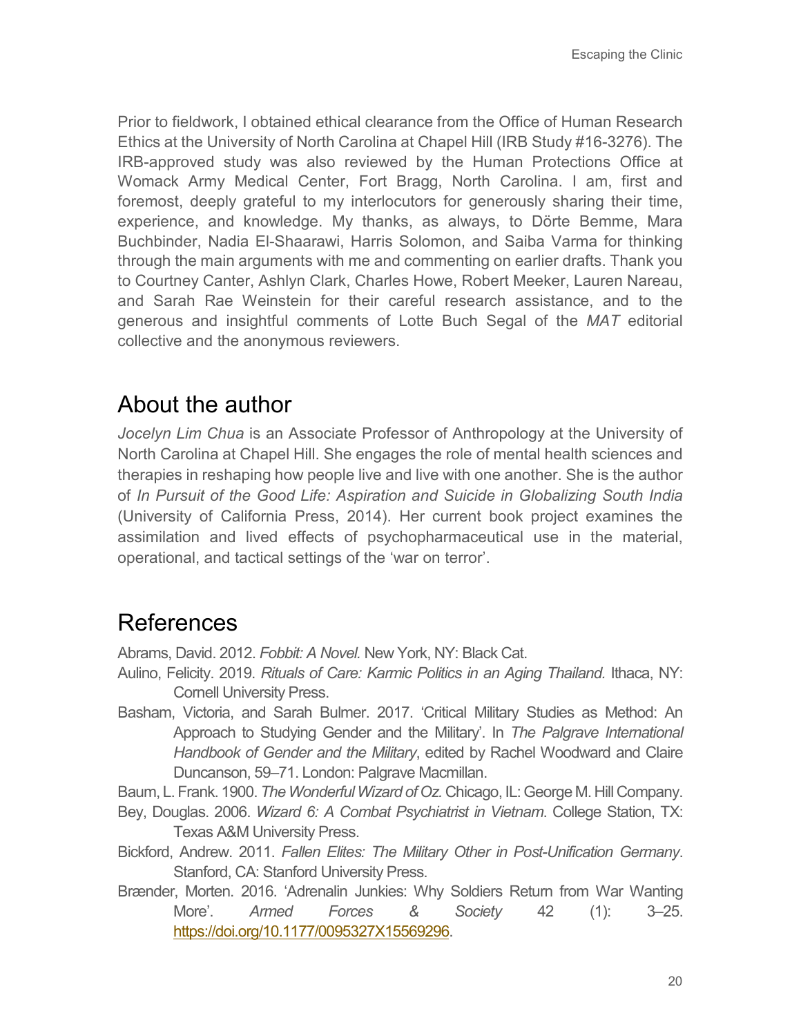Prior to fieldwork, I obtained ethical clearance from the Office of Human Research Ethics at the University of North Carolina at Chapel Hill (IRB Study #16-3276). The IRB-approved study was also reviewed by the Human Protections Office at Womack Army Medical Center, Fort Bragg, North Carolina. I am, first and foremost, deeply grateful to my interlocutors for generously sharing their time, experience, and knowledge. My thanks, as always, to Dörte Bemme, Mara Buchbinder, Nadia El-Shaarawi, Harris Solomon, and Saiba Varma for thinking through the main arguments with me and commenting on earlier drafts. Thank you to Courtney Canter, Ashlyn Clark, Charles Howe, Robert Meeker, Lauren Nareau, and Sarah Rae Weinstein for their careful research assistance, and to the generous and insightful comments of Lotte Buch Segal of the *MAT* editorial collective and the anonymous reviewers.

## About the author

*Jocelyn Lim Chua* is an Associate Professor of Anthropology at the University of North Carolina at Chapel Hill. She engages the role of mental health sciences and therapies in reshaping how people live and live with one another. She is the author of *In Pursuit of the Good Life: Aspiration and Suicide in Globalizing South India* (University of California Press, 2014). Her current book project examines the assimilation and lived effects of psychopharmaceutical use in the material, operational, and tactical settings of the 'war on terror'.

## References

Abrams, David. 2012. *Fobbit: A Novel.* New York, NY: Black Cat.

Aulino, Felicity. 2019. *Rituals of Care: Karmic Politics in an Aging Thailand.* Ithaca, NY: Cornell University Press.

Basham, Victoria, and Sarah Bulmer. 2017. 'Critical Military Studies as Method: An Approach to Studying Gender and the Military'. In *The Palgrave International Handbook of Gender and the Military*, edited by Rachel Woodward and Claire Duncanson, 59–71. London: Palgrave Macmillan.

Baum, L. Frank. 1900. *The Wonderful Wizard of Oz.* Chicago, IL: George M. Hill Company.

Bey, Douglas. 2006. *Wizard 6: A Combat Psychiatrist in Vietnam*. College Station, TX: Texas A&M University Press.

Bickford, Andrew. 2011. *Fallen Elites: The Military Other in Post-Unification Germany*. Stanford, CA: Stanford University Press.

Brænder, Morten. 2016. 'Adrenalin Junkies: Why Soldiers Return from War Wanting More'. *Armed Forces & Society* 42 (1): 3–25. https://doi.org/10.1177/0095327X15569296.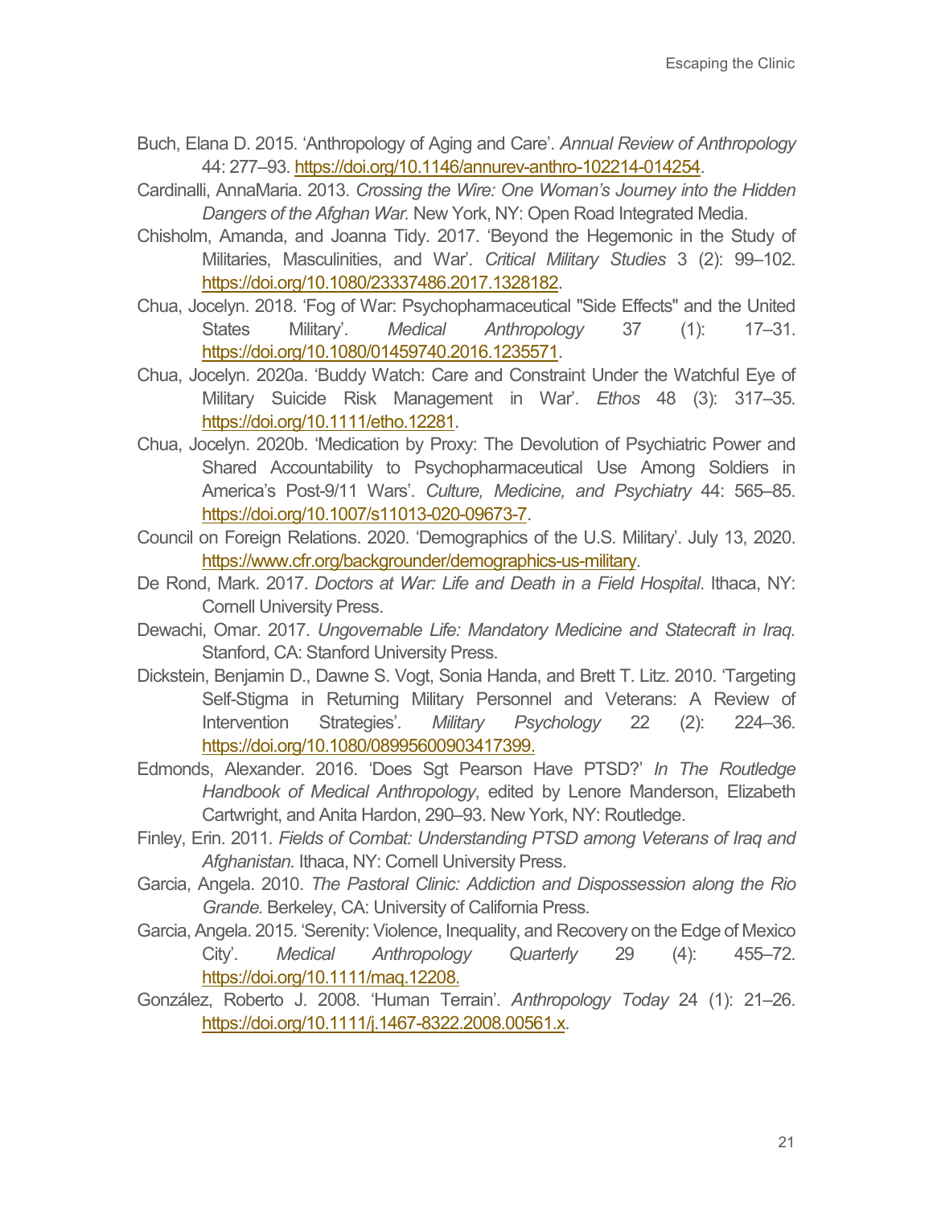Buch, Elana D. 2015. 'Anthropology of Aging and Care'. *Annual Review of Anthropology* 44: 277–93. https://doi.org/10.1146/annurev-anthro-102214-014254.

Cardinalli, AnnaMaria. 2013. *Crossing the Wire: One Woman's Journey into the Hidden Dangers of the Afghan War.* New York, NY: Open Road Integrated Media.

Chisholm, Amanda, and Joanna Tidy. 2017. 'Beyond the Hegemonic in the Study of Militaries, Masculinities, and War'. *Critical Military Studies* 3 (2): 99–102. https://doi.org/10.1080/23337486.2017.1328182.

Chua, Jocelyn. 2018. 'Fog of War: Psychopharmaceutical "Side Effects" and the United States Military'. *Medical Anthropology* 37 (1): 17–31. https://doi.org/10.1080/01459740.2016.1235571.

Chua, Jocelyn. 2020a. 'Buddy Watch: Care and Constraint Under the Watchful Eye of Military Suicide Risk Management in War'. *Ethos* 48 (3): 317–35. https://doi.org/10.1111/etho.12281.

Chua, Jocelyn. 2020b. 'Medication by Proxy: The Devolution of Psychiatric Power and Shared Accountability to Psychopharmaceutical Use Among Soldiers in America's Post-9/11 Wars'. *Culture, Medicine, and Psychiatry* 44: 565–85. https://doi.org/10.1007/s11013-020-09673-7.

Council on Foreign Relations. 2020. 'Demographics of the U.S. Military'. July 13, 2020. https://www.cfr.org/backgrounder/demographics-us-military.

De Rond, Mark. 2017. *Doctors at War: Life and Death in a Field Hospital*. Ithaca, NY: Cornell University Press.

Dewachi, Omar. 2017. *Ungovernable Life: Mandatory Medicine and Statecraft in Iraq.* Stanford, CA: Stanford University Press.

Dickstein, Benjamin D., Dawne S. Vogt, Sonia Handa, and Brett T. Litz. 2010. 'Targeting Self-Stigma in Returning Military Personnel and Veterans: A Review of Intervention Strategies'. *Military Psychology* 22 (2): 224–36. https://doi.org/10.1080/08995600903417399.

Edmonds, Alexander. 2016. 'Does Sgt Pearson Have PTSD?' *In The Routledge Handbook of Medical Anthropology*, edited by Lenore Manderson, Elizabeth Cartwright, and Anita Hardon, 290–93. New York, NY: Routledge.

Finley, Erin. 2011. *Fields of Combat: Understanding PTSD among Veterans of Iraq and Afghanistan.* Ithaca, NY: Cornell University Press.

Garcia, Angela. 2010. *The Pastoral Clinic: Addiction and Dispossession along the Rio Grande.* Berkeley, CA: University of California Press.

Garcia, Angela. 2015. 'Serenity: Violence, Inequality, and Recovery on the Edge of Mexico City'. *Medical Anthropology Quarterly* 29 (4): 455–72. https://doi.org/10.1111/maq.12208.

González, Roberto J. 2008. 'Human Terrain'. *Anthropology Today* 24 (1): 21–26. https://doi.org/10.1111/j.1467-8322.2008.00561.x.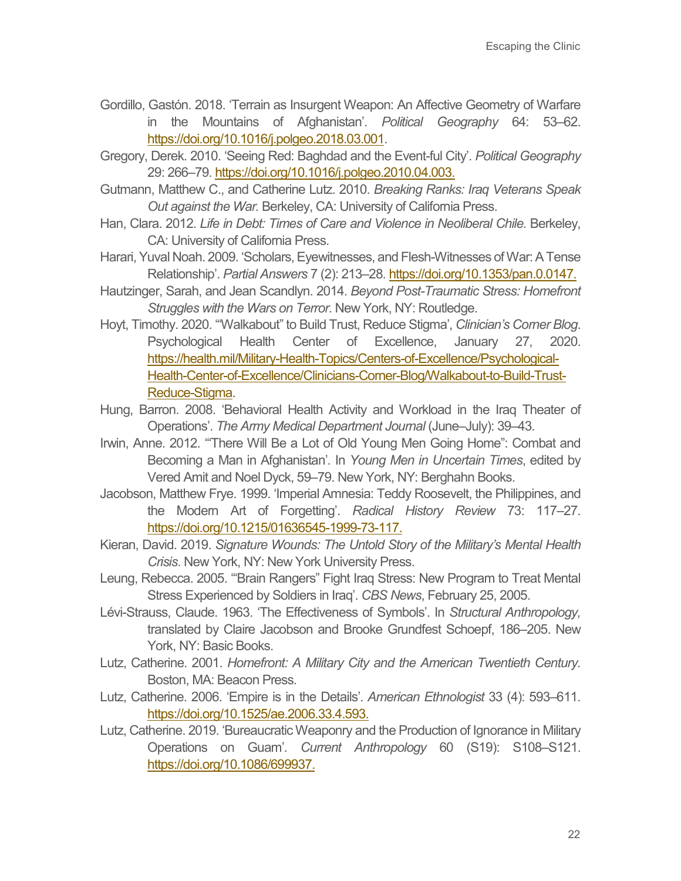Gordillo, Gastón. 2018. 'Terrain as Insurgent Weapon: An Affective Geometry of Warfare in the Mountains of Afghanistan'. *Political Geography* 64: 53–62. https://doi.org/10.1016/j.polgeo.2018.03.001.

Gregory, Derek. 2010. 'Seeing Red: Baghdad and the Event-ful City'. *Political Geography* 29: 266–79. https://doi.org/10.1016/j.polgeo.2010.04.003.

Gutmann, Matthew C., and Catherine Lutz. 2010. *Breaking Ranks: Iraq Veterans Speak Out against the War*. Berkeley, CA: University of California Press.

Han, Clara. 2012. *Life in Debt: Times of Care and Violence in Neoliberal Chile.* Berkeley, CA: University of California Press.

Harari, Yuval Noah. 2009. 'Scholars, Eyewitnesses, and Flesh-Witnesses of War: A Tense Relationship'. *Partial Answers* 7 (2): 213–28. https://doi.org/10.1353/pan.0.0147.

Hautzinger, Sarah, and Jean Scandlyn. 2014. *Beyond Post-Traumatic Stress: Homefront Struggles with the Wars on Terror*. New York, NY: Routledge.

Hoyt, Timothy. 2020. '"Walkabout" to Build Trust, Reduce Stigma', *Clinician's Corner Blog*. Psychological Health Center of Excellence, January 27, 2020. https://health.mil/Military-Health-Topics/Centers-of-Excellence/Psychological-Health-Center-of-Excellence/Clinicians-Corner-Blog/Walkabout-to-Build-Trust-Reduce-Stigma.

Hung, Barron. 2008. 'Behavioral Health Activity and Workload in the Iraq Theater of Operations'. *The Army Medical Department Journal* (June–July): 39–43.

Irwin, Anne. 2012. '"There Will Be a Lot of Old Young Men Going Home": Combat and Becoming a Man in Afghanistan'. In *Young Men in Uncertain Times*, edited by Vered Amit and Noel Dyck, 59–79. New York, NY: Berghahn Books.

Jacobson, Matthew Frye. 1999. 'Imperial Amnesia: Teddy Roosevelt, the Philippines, and the Modern Art of Forgetting'. *Radical History Review* 73: 117–27. https://doi.org/10.1215/01636545-1999-73-117.

Kieran, David. 2019. *Signature Wounds: The Untold Story of the Military's Mental Health Crisis*. New York, NY: New York University Press.

Leung, Rebecca. 2005. '"Brain Rangers" Fight Iraq Stress: New Program to Treat Mental Stress Experienced by Soldiers in Iraq'. *CBS News*, February 25, 2005.

Lévi-Strauss, Claude. 1963. 'The Effectiveness of Symbols'. In *Structural Anthropology,* translated by Claire Jacobson and Brooke Grundfest Schoepf, 186–205. New York, NY: Basic Books.

Lutz, Catherine. 2001. *Homefront: A Military City and the American Twentieth Century.* Boston, MA: Beacon Press.

Lutz, Catherine. 2006. 'Empire is in the Details'. *American Ethnologist* 33 (4): 593–611. https://doi.org/10.1525/ae.2006.33.4.593.

Lutz, Catherine. 2019. 'Bureaucratic Weaponry and the Production of Ignorance in Military Operations on Guam'. *Current Anthropology* 60 (S19): S108–S121. https://doi.org/10.1086/699937.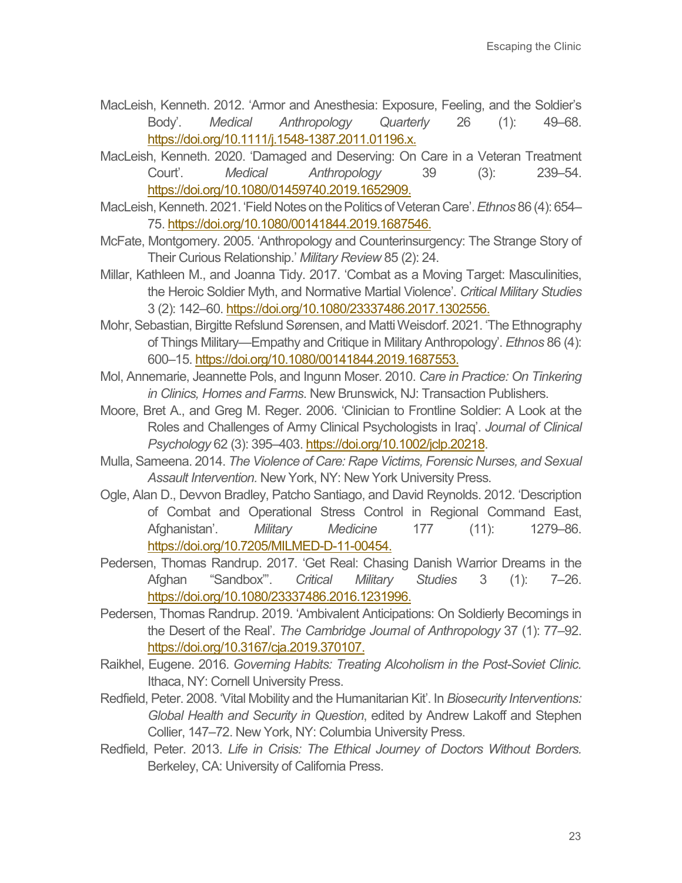MacLeish, Kenneth. 2012. 'Armor and Anesthesia: Exposure, Feeling, and the Soldier's Body'. *Medical Anthropology Quarterly* 26 (1): 49–68. https://doi.org/10.1111/j.1548-1387.2011.01196.x.

MacLeish, Kenneth. 2020. 'Damaged and Deserving: On Care in a Veteran Treatment Court'. *Medical Anthropology* 39 (3): 239–54. https://doi.org/10.1080/01459740.2019.1652909.

MacLeish, Kenneth. 2021. 'Field Notes on the Politics of Veteran Care'. *Ethnos* 86 (4): 654–75. https://doi.org/10.1080/00141844.2019.1687546.

McFate, Montgomery. 2005. 'Anthropology and Counterinsurgency: The Strange Story of Their Curious Relationship.' *Military Review* 85 (2): 24.

Millar, Kathleen M., and Joanna Tidy. 2017. 'Combat as a Moving Target: Masculinities, the Heroic Soldier Myth, and Normative Martial Violence'. *Critical Military Studies* 3 (2): 142–60. https://doi.org/10.1080/23337486.2017.1302556.

Mohr, Sebastian, Birgitte Refslund Sørensen, and Matti Weisdorf. 2021. 'The Ethnography of Things Military—Empathy and Critique in Military Anthropology'. *Ethnos* 86 (4): 600–15. https://doi.org/10.1080/00141844.2019.1687553.

Mol, Annemarie, Jeannette Pols, and Ingunn Moser. 2010. *Care in Practice: On Tinkering in Clinics, Homes and Farms*. New Brunswick, NJ: Transaction Publishers.

Moore, Bret A., and Greg M. Reger. 2006. 'Clinician to Frontline Soldier: A Look at the Roles and Challenges of Army Clinical Psychologists in Iraq'. *Journal of Clinical Psychology* 62 (3): 395–403. https://doi.org/10.1002/jclp.20218.

Mulla, Sameena. 2014. *The Violence of Care: Rape Victims, Forensic Nurses, and Sexual Assault Intervention*. New York, NY: New York University Press.

Ogle, Alan D., Devvon Bradley, Patcho Santiago, and David Reynolds. 2012. 'Description of Combat and Operational Stress Control in Regional Command East, Afghanistan'. *Military Medicine* 177 (11): 1279–86. https://doi.org/10.7205/MILMED-D-11-00454.

Pedersen, Thomas Randrup. 2017. 'Get Real: Chasing Danish Warrior Dreams in the Afghan "Sandbox"'. *Critical Military Studies* 3 (1): 7–26. https://doi.org/10.1080/23337486.2016.1231996.

Pedersen, Thomas Randrup. 2019. 'Ambivalent Anticipations: On Soldierly Becomings in the Desert of the Real'. *The Cambridge Journal of Anthropology* 37 (1): 77–92. https://doi.org/10.3167/cja.2019.370107.

Raikhel, Eugene. 2016. *Governing Habits: Treating Alcoholism in the Post-Soviet Clinic.* Ithaca, NY: Cornell University Press.

Redfield, Peter. 2008. 'Vital Mobility and the Humanitarian Kit'. In *Biosecurity Interventions: Global Health and Security in Question*, edited by Andrew Lakoff and Stephen Collier, 147–72. New York, NY: Columbia University Press.

Redfield, Peter. 2013. *Life in Crisis: The Ethical Journey of Doctors Without Borders.* Berkeley, CA: University of California Press.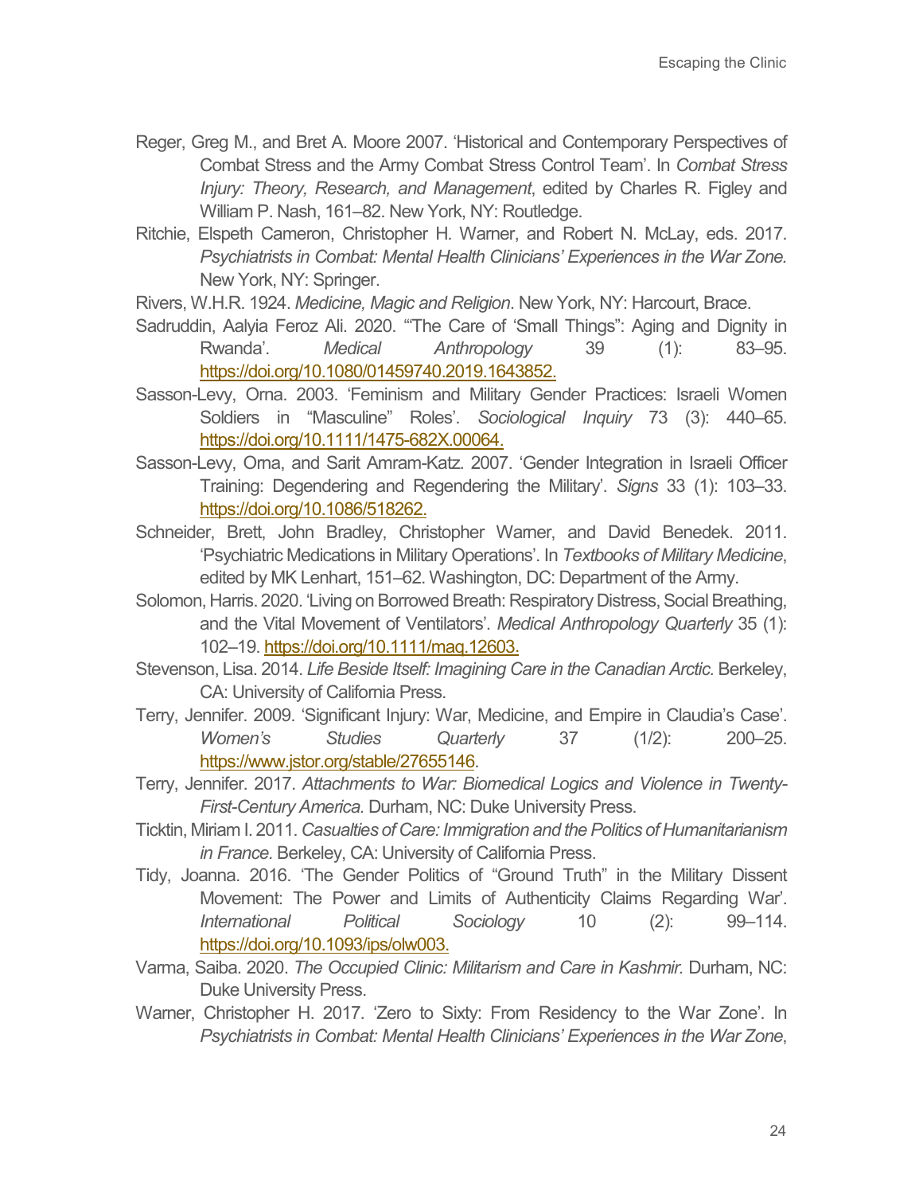Reger, Greg M., and Bret A. Moore 2007. 'Historical and Contemporary Perspectives of Combat Stress and the Army Combat Stress Control Team'. In *Combat Stress Injury: Theory, Research, and Management*, edited by Charles R. Figley and William P. Nash, 161–82. New York, NY: Routledge.

Ritchie, Elspeth Cameron, Christopher H. Warner, and Robert N. McLay, eds. 2017. *Psychiatrists in Combat: Mental Health Clinicians' Experiences in the War Zone.* New York, NY: Springer.

Rivers, W.H.R. 1924. *Medicine, Magic and Religion*. New York, NY: Harcourt, Brace.

Sadruddin, Aalyia Feroz Ali. 2020. '"The Care of 'Small Things": Aging and Dignity in Rwanda'. *Medical Anthropology* 39 (1): 83–95. https://doi.org/10.1080/01459740.2019.1643852.

Sasson-Levy, Orna. 2003. 'Feminism and Military Gender Practices: Israeli Women Soldiers in "Masculine" Roles'. *Sociological Inquiry* 73 (3): 440–65. https://doi.org/10.1111/1475-682X.00064.

Sasson-Levy, Orna, and Sarit Amram-Katz. 2007. 'Gender Integration in Israeli Officer Training: Degendering and Regendering the Military'. *Signs* 33 (1): 103–33. https://doi.org/10.1086/518262.

Schneider, Brett, John Bradley, Christopher Warner, and David Benedek. 2011. 'Psychiatric Medications in Military Operations'. In *Textbooks of Military Medicine*, edited by MK Lenhart, 151–62. Washington, DC: Department of the Army.

Solomon, Harris. 2020. 'Living on Borrowed Breath: Respiratory Distress, Social Breathing, and the Vital Movement of Ventilators'. *Medical Anthropology Quarterly* 35 (1): 102–19. https://doi.org/10.1111/maq.12603.

Stevenson, Lisa. 2014. *Life Beside Itself: Imagining Care in the Canadian Arctic.* Berkeley, CA: University of California Press.

Terry, Jennifer. 2009. 'Significant Injury: War, Medicine, and Empire in Claudia's Case'. *Women's Studies Quarterly* 37 (1/2): 200–25. https://www.jstor.org/stable/27655146.

Terry, Jennifer. 2017. *Attachments to War: Biomedical Logics and Violence in Twenty-First-Century America.* Durham, NC: Duke University Press.

Ticktin, Miriam I. 2011. *Casualties of Care: Immigration and the Politics of Humanitarianism in France.* Berkeley, CA: University of California Press.

Tidy, Joanna. 2016. 'The Gender Politics of "Ground Truth" in the Military Dissent Movement: The Power and Limits of Authenticity Claims Regarding War'. *International Political Sociology* 10 (2): 99–114. https://doi.org/10.1093/ips/olw003.

Varma, Saiba. 2020. *The Occupied Clinic: Militarism and Care in Kashmir.* Durham, NC: Duke University Press.

Warner, Christopher H. 2017. 'Zero to Sixty: From Residency to the War Zone'. In *Psychiatrists in Combat: Mental Health Clinicians' Experiences in the War Zone*,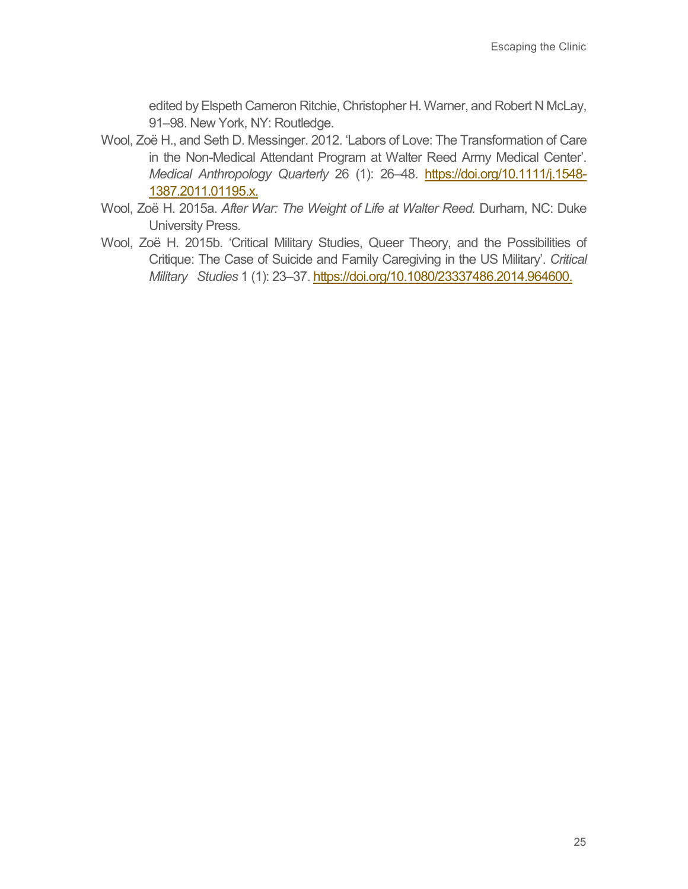edited by Elspeth Cameron Ritchie, Christopher H. Warner, and Robert N McLay, 91–98. New York, NY: Routledge.

Wool, Zoë H., and Seth D. Messinger. 2012. 'Labors of Love: The Transformation of Care in the Non-Medical Attendant Program at Walter Reed Army Medical Center'. *Medical Anthropology Quarterly* 26 (1): 26–48. https://doi.org/10.1111/j.1548-1387.2011.01195.x.

Wool, Zoë H. 2015a. *After War: The Weight of Life at Walter Reed.* Durham, NC: Duke University Press.

Wool, Zoë H. 2015b. 'Critical Military Studies, Queer Theory, and the Possibilities of Critique: The Case of Suicide and Family Caregiving in the US Military'. *Critical Military Studies* 1 (1): 23–37. https://doi.org/10.1080/23337486.2014.964600.